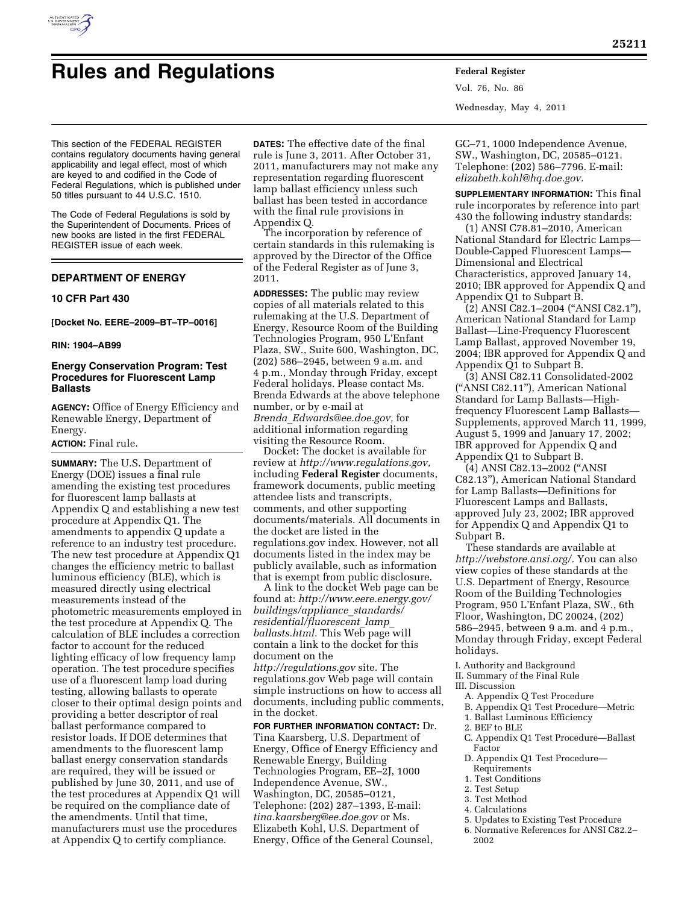# Rules and Regulations

This section of the FEDERAL REGISTER contains regulatory documents having general applicability and legal effect, most of which are keyed to and codified in the Code of Federal Regulations, which is published under 50 titles pursuant to 44 U.S.C. 1510.

The Code of Federal Regulations is sold by the Superintendent of Documents. Prices of new books are listed in the first FEDERAL REGISTER issue of each week.

## DEPARTMENT OF ENERGY

### 10 CFR Part 430

**[Docket No. EERE–2009–BT–TP–0016]**

**RIN: 1904–AB99**

### Energy Conservation Program: Test Procedures for Fluorescent Lamp Ballasts

**AGENCY:** Office of Energy Efficiency and Renewable Energy, Department of Energy.

**ACTION:** Final rule.

**SUMMARY:** The U.S. Department of Energy (DOE) issues a final rule amending the existing test procedures for fluorescent lamp ballasts at Appendix Q and establishing a new test procedure at Appendix Q1. The amendments to appendix Q update a reference to an industry test procedure. The new test procedure at Appendix Q1 changes the efficiency metric to ballast luminous efficiency (BLE), which is measured directly using electrical measurements instead of the photometric measurements employed in the test procedure at Appendix Q. The calculation of BLE includes a correction factor to account for the reduced lighting efficacy of low frequency lamp operation. The test procedure specifies use of a fluorescent lamp load during testing, allowing ballasts to operate closer to their optimal design points and providing a better descriptor of real ballast performance compared to resistor loads. If DOE determines that amendments to the fluorescent lamp ballast energy conservation standards are required, they will be issued or published by June 30, 2011, and use of the test procedures at Appendix Q1 will be required on the compliance date of the amendments. Until that time, manufacturers must use the procedures at Appendix Q to certify compliance.

**DATES:** The effective date of the final rule is June 3, 2011. After October 31, 2011, manufacturers may not make any representation regarding fluorescent lamp ballast efficiency unless such ballast has been tested in accordance with the final rule provisions in Appendix Q.

The incorporation by reference of certain standards in this rulemaking is approved by the Director of the Office of the Federal Register as of June 3, 2011.

**ADDRESSES:** The public may review copies of all materials related to this rulemaking at the U.S. Department of Energy, Resource Room of the Building Technologies Program, 950 L'Enfant Plaza, SW., Suite 600, Washington, DC, (202) 586–2945, between 9 a.m. and 4 p.m., Monday through Friday, except Federal holidays. Please contact Ms. Brenda Edwards at the above telephone number, or by e-mail at *Brenda_Edwards@ee.doe.gov,* for additional information regarding visiting the Resource Room.

Docket: The docket is available for review at *http://www.regulations.gov,* including **Federal Register** documents, framework documents, public meeting attendee lists and transcripts, comments, and other supporting documents/materials. All documents in the docket are listed in the regulations.gov index. However, not all documents listed in the index may be publicly available, such as information that is exempt from public disclosure.

A link to the docket Web page can be found at: *http://www.eere.energy.gov/buildings/appliance_standards/residential/fluorescent_lamp_ballasts.html.* This Web page will contain a link to the docket for this document on the *http://regulations.gov* site. The regulations.gov Web page will contain simple instructions on how to access all documents, including public comments, in the docket.

**FOR FURTHER INFORMATION CONTACT:** Dr. Tina Kaarsberg, U.S. Department of Energy, Office of Energy Efficiency and Renewable Energy, Building Technologies Program, EE–2J, 1000 Independence Avenue, SW., Washington, DC, 20585–0121, Telephone: (202) 287–1393, E-mail: *tina.kaarsberg@ee.doe.gov* or Ms. Elizabeth Kohl, U.S. Department of Energy, Office of the General Counsel, GC–71, 1000 Independence Avenue, SW., Washington, DC, 20585–0121. Telephone: (202) 586–7796. E-mail: *elizabeth.kohl@hq.doe.gov.*

**SUPPLEMENTARY INFORMATION:** This final rule incorporates by reference into part 430 the following industry standards:

(1) ANSI C78.81–2010, American National Standard for Electric Lamps—Double-Capped Fluorescent Lamps—Dimensional and Electrical Characteristics, approved January 14, 2010; IBR approved for Appendix Q and Appendix Q1 to Subpart B.

(2) ANSI C82.1–2004 ("ANSI C82.1"), American National Standard for Lamp Ballast—Line-Frequency Fluorescent Lamp Ballast, approved November 19, 2004; IBR approved for Appendix Q and Appendix Q1 to Subpart B.

(3) ANSI C82.11 Consolidated-2002 ("ANSI C82.11"), American National Standard for Lamp Ballasts—High-frequency Fluorescent Lamp Ballasts—Supplements, approved March 11, 1999, August 5, 1999 and January 17, 2002; IBR approved for Appendix Q and Appendix Q1 to Subpart B.

(4) ANSI C82.13–2002 ("ANSI C82.13"), American National Standard for Lamp Ballasts—Definitions for Fluorescent Lamps and Ballasts, approved July 23, 2002; IBR approved for Appendix Q and Appendix Q1 to Subpart B.

These standards are available at *http://webstore.ansi.org/.* You can also view copies of these standards at the U.S. Department of Energy, Resource Room of the Building Technologies Program, 950 L'Enfant Plaza, SW., 6th Floor, Washington, DC 20024, (202) 586–2945, between 9 a.m. and 4 p.m., Monday through Friday, except Federal holidays.

I. Authority and Background
II. Summary of the Final Rule
III. Discussion
- A. Appendix Q Test Procedure
- B. Appendix Q1 Test Procedure—Metric
  1. Ballast Luminous Efficiency
  2. BEF to BLE
- C. Appendix Q1 Test Procedure—Ballast Factor
- D. Appendix Q1 Test Procedure—Requirements
  1. Test Conditions
  2. Test Setup
  3. Test Method
  4. Calculations
  5. Updates to Existing Test Procedure
  6. Normative References for ANSI C82.2–2002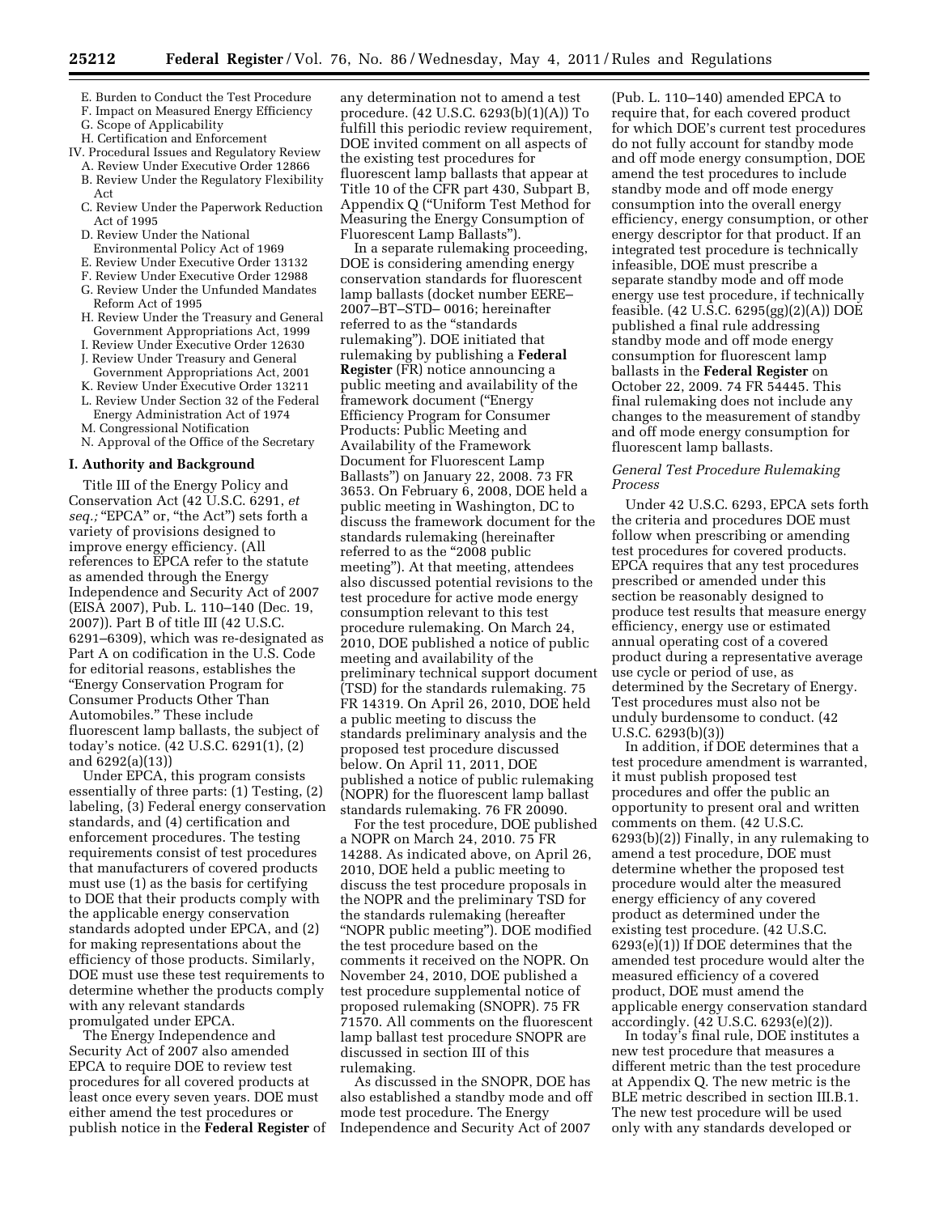E. Burden to Conduct the Test Procedure
F. Impact on Measured Energy Efficiency
G. Scope of Applicability
H. Certification and Enforcement

IV. Procedural Issues and Regulatory Review
A. Review Under Executive Order 12866
B. Review Under the Regulatory Flexibility Act
C. Review Under the Paperwork Reduction Act of 1995
D. Review Under the National Environmental Policy Act of 1969
E. Review Under Executive Order 13132
F. Review Under Executive Order 12988
G. Review Under the Unfunded Mandates Reform Act of 1995
H. Review Under the Treasury and General Government Appropriations Act, 1999
I. Review Under Executive Order 12630
J. Review Under Treasury and General Government Appropriations Act, 2001
K. Review Under Executive Order 13211
L. Review Under Section 32 of the Federal Energy Administration Act of 1974
M. Congressional Notification
N. Approval of the Office of the Secretary

## I. Authority and Background

Title III of the Energy Policy and Conservation Act (42 U.S.C. 6291, *et seq.;* "EPCA" or, "the Act") sets forth a variety of provisions designed to improve energy efficiency. (All references to EPCA refer to the statute as amended through the Energy Independence and Security Act of 2007 (EISA 2007), Pub. L. 110–140 (Dec. 19, 2007)). Part B of title III (42 U.S.C. 6291–6309), which was re-designated as Part A on codification in the U.S. Code for editorial reasons, establishes the "Energy Conservation Program for Consumer Products Other Than Automobiles." These include fluorescent lamp ballasts, the subject of today's notice. (42 U.S.C. 6291(1), (2) and 6292(a)(13))

Under EPCA, this program consists essentially of three parts: (1) Testing, (2) labeling, (3) Federal energy conservation standards, and (4) certification and enforcement procedures. The testing requirements consist of test procedures that manufacturers of covered products must use (1) as the basis for certifying to DOE that their products comply with the applicable energy conservation standards adopted under EPCA, and (2) for making representations about the efficiency of those products. Similarly, DOE must use these test requirements to determine whether the products comply with any relevant standards promulgated under EPCA.

The Energy Independence and Security Act of 2007 also amended EPCA to require DOE to review test procedures for all covered products at least once every seven years. DOE must either amend the test procedures or publish notice in the **Federal Register** of any determination not to amend a test procedure. (42 U.S.C. 6293(b)(1)(A)) To fulfill this periodic review requirement, DOE invited comment on all aspects of the existing test procedures for fluorescent lamp ballasts that appear at Title 10 of the CFR part 430, Subpart B, Appendix Q ("Uniform Test Method for Measuring the Energy Consumption of Fluorescent Lamp Ballasts").

In a separate rulemaking proceeding, DOE is considering amending energy conservation standards for fluorescent lamp ballasts (docket number EERE–2007–BT–STD– 0016; hereinafter referred to as the "standards rulemaking"). DOE initiated that rulemaking by publishing a **Federal Register** (FR) notice announcing a public meeting and availability of the framework document ("Energy Efficiency Program for Consumer Products: Public Meeting and Availability of the Framework Document for Fluorescent Lamp Ballasts") on January 22, 2008. 73 FR 3653. On February 6, 2008, DOE held a public meeting in Washington, DC to discuss the framework document for the standards rulemaking (hereinafter referred to as the "2008 public meeting"). At that meeting, attendees also discussed potential revisions to the test procedure for active mode energy consumption relevant to this test procedure rulemaking. On March 24, 2010, DOE published a notice of public meeting and availability of the preliminary technical support document (TSD) for the standards rulemaking. 75 FR 14319. On April 26, 2010, DOE held a public meeting to discuss the standards preliminary analysis and the proposed test procedure discussed below. On April 11, 2011, DOE published a notice of public rulemaking (NOPR) for the fluorescent lamp ballast standards rulemaking. 76 FR 20090.

For the test procedure, DOE published a NOPR on March 24, 2010. 75 FR 14288. As indicated above, on April 26, 2010, DOE held a public meeting to discuss the test procedure proposals in the NOPR and the preliminary TSD for the standards rulemaking (hereafter "NOPR public meeting"). DOE modified the test procedure based on the comments it received on the NOPR. On November 24, 2010, DOE published a test procedure supplemental notice of proposed rulemaking (SNOPR). 75 FR 71570. All comments on the fluorescent lamp ballast test procedure SNOPR are discussed in section III of this rulemaking.

As discussed in the SNOPR, DOE has also established a standby mode and off mode test procedure. The Energy Independence and Security Act of 2007 (Pub. L. 110–140) amended EPCA to require that, for each covered product for which DOE's current test procedures do not fully account for standby mode and off mode energy consumption, DOE amend the test procedures to include standby mode and off mode energy consumption into the overall energy efficiency, energy consumption, or other energy descriptor for that product. If an integrated test procedure is technically infeasible, DOE must prescribe a separate standby mode and off mode energy use test procedure, if technically feasible. (42 U.S.C. 6295(gg)(2)(A)) DOE published a final rule addressing standby mode and off mode energy consumption for fluorescent lamp ballasts in the **Federal Register** on October 22, 2009. 74 FR 54445. This final rulemaking does not include any changes to the measurement of standby and off mode energy consumption for fluorescent lamp ballasts.

### *General Test Procedure Rulemaking Process*

Under 42 U.S.C. 6293, EPCA sets forth the criteria and procedures DOE must follow when prescribing or amending test procedures for covered products. EPCA requires that any test procedures prescribed or amended under this section be reasonably designed to produce test results that measure energy efficiency, energy use or estimated annual operating cost of a covered product during a representative average use cycle or period of use, as determined by the Secretary of Energy. Test procedures must also not be unduly burdensome to conduct. (42 U.S.C. 6293(b)(3))

In addition, if DOE determines that a test procedure amendment is warranted, it must publish proposed test procedures and offer the public an opportunity to present oral and written comments on them. (42 U.S.C. 6293(b)(2)) Finally, in any rulemaking to amend a test procedure, DOE must determine whether the proposed test procedure would alter the measured energy efficiency of any covered product as determined under the existing test procedure. (42 U.S.C. 6293(e)(1)) If DOE determines that the amended test procedure would alter the measured efficiency of a covered product, DOE must amend the applicable energy conservation standard accordingly. (42 U.S.C. 6293(e)(2)).

In today's final rule, DOE institutes a new test procedure that measures a different metric than the test procedure at Appendix Q. The new metric is the BLE metric described in section III.B.1. The new test procedure will be used only with any standards developed or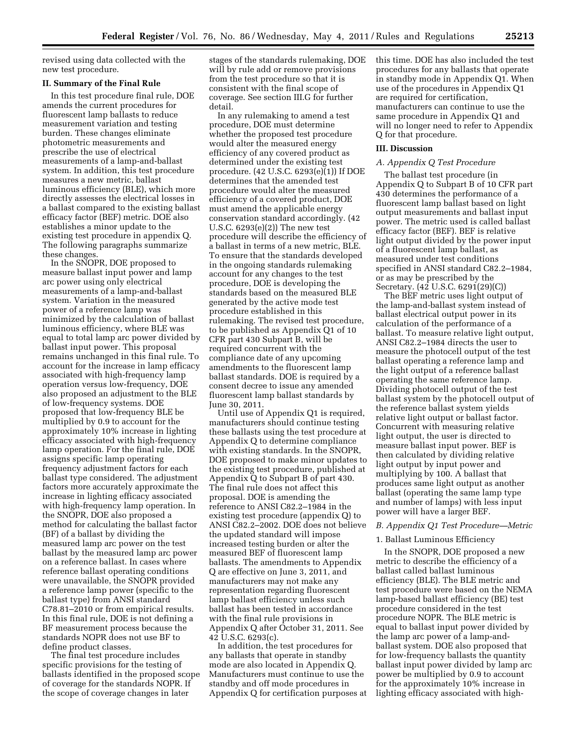revised using data collected with the new test procedure.

## II. Summary of the Final Rule

In this test procedure final rule, DOE amends the current procedures for fluorescent lamp ballasts to reduce measurement variation and testing burden. These changes eliminate photometric measurements and prescribe the use of electrical measurements of a lamp-and-ballast system. In addition, this test procedure measures a new metric, ballast luminous efficiency (BLE), which more directly assesses the electrical losses in a ballast compared to the existing ballast efficacy factor (BEF) metric. DOE also establishes a minor update to the existing test procedure in appendix Q. The following paragraphs summarize these changes.

In the SNOPR, DOE proposed to measure ballast input power and lamp arc power using only electrical measurements of a lamp-and-ballast system. Variation in the measured power of a reference lamp was minimized by the calculation of ballast luminous efficiency, where BLE was equal to total lamp arc power divided by ballast input power. This proposal remains unchanged in this final rule. To account for the increase in lamp efficacy associated with high-frequency lamp operation versus low-frequency, DOE also proposed an adjustment to the BLE of low-frequency systems. DOE proposed that low-frequency BLE be multiplied by 0.9 to account for the approximately 10% increase in lighting efficacy associated with high-frequency lamp operation. For the final rule, DOE assigns specific lamp operating frequency adjustment factors for each ballast type considered. The adjustment factors more accurately approximate the increase in lighting efficacy associated with high-frequency lamp operation. In the SNOPR, DOE also proposed a method for calculating the ballast factor (BF) of a ballast by dividing the measured lamp arc power on the test ballast by the measured lamp arc power on a reference ballast. In cases where reference ballast operating conditions were unavailable, the SNOPR provided a reference lamp power (specific to the ballast type) from ANSI standard C78.81–2010 or from empirical results. In this final rule, DOE is not defining a BF measurement process because the standards NOPR does not use BF to define product classes.

The final test procedure includes specific provisions for the testing of ballasts identified in the proposed scope of coverage for the standards NOPR. If the scope of coverage changes in later stages of the standards rulemaking, DOE will by rule add or remove provisions from the test procedure so that it is consistent with the final scope of coverage. See section III.G for further detail.

In any rulemaking to amend a test procedure, DOE must determine whether the proposed test procedure would alter the measured energy efficiency of any covered product as determined under the existing test procedure. (42 U.S.C. 6293(e)(1)) If DOE determines that the amended test procedure would alter the measured efficiency of a covered product, DOE must amend the applicable energy conservation standard accordingly. (42 U.S.C. 6293(e)(2)) The new test procedure will describe the efficiency of a ballast in terms of a new metric, BLE. To ensure that the standards developed in the ongoing standards rulemaking account for any changes to the test procedure, DOE is developing the standards based on the measured BLE generated by the active mode test procedure established in this rulemaking. The revised test procedure, to be published as Appendix Q1 of 10 CFR part 430 Subpart B, will be required concurrent with the compliance date of any upcoming amendments to the fluorescent lamp ballast standards. DOE is required by a consent decree to issue any amended fluorescent lamp ballast standards by June 30, 2011.

Until use of Appendix Q1 is required, manufacturers should continue testing these ballasts using the test procedure at Appendix Q to determine compliance with existing standards. In the SNOPR, DOE proposed to make minor updates to the existing test procedure, published at Appendix Q to Subpart B of part 430. The final rule does not affect this proposal. DOE is amending the reference to ANSI C82.2–1984 in the existing test procedure (appendix Q) to ANSI C82.2–2002. DOE does not believe the updated standard will impose increased testing burden or alter the measured BEF of fluorescent lamp ballasts. The amendments to Appendix Q are effective on June 3, 2011, and manufacturers may not make any representation regarding fluorescent lamp ballast efficiency unless such ballast has been tested in accordance with the final rule provisions in Appendix Q after October 31, 2011. See 42 U.S.C. 6293(c).

In addition, the test procedures for any ballasts that operate in standby mode are also located in Appendix Q. Manufacturers must continue to use the standby and off mode procedures in Appendix Q for certification purposes at this time. DOE has also included the test procedures for any ballasts that operate in standby mode in Appendix Q1. When use of the procedures in Appendix Q1 are required for certification, manufacturers can continue to use the same procedure in Appendix Q1 and will no longer need to refer to Appendix Q for that procedure.

## III. Discussion

### A. Appendix Q Test Procedure

The ballast test procedure (in Appendix Q to Subpart B of 10 CFR part 430 determines the performance of a fluorescent lamp ballast based on light output measurements and ballast input power. The metric used is called ballast efficacy factor (BEF). BEF is relative light output divided by the power input of a fluorescent lamp ballast, as measured under test conditions specified in ANSI standard C82.2–1984, or as may be prescribed by the Secretary. (42 U.S.C. 6291(29)(C))

The BEF metric uses light output of the lamp-and-ballast system instead of ballast electrical output power in its calculation of the performance of a ballast. To measure relative light output, ANSI C82.2–1984 directs the user to measure the photocell output of the test ballast operating a reference lamp and the light output of a reference ballast operating the same reference lamp. Dividing photocell output of the test ballast system by the photocell output of the reference ballast system yields relative light output or ballast factor. Concurrent with measuring relative light output, the user is directed to measure ballast input power. BEF is then calculated by dividing relative light output by input power and multiplying by 100. A ballast that produces same light output as another ballast (operating the same lamp type and number of lamps) with less input power will have a larger BEF.

### B. Appendix Q1 Test Procedure—Metric

#### 1. Ballast Luminous Efficiency

In the SNOPR, DOE proposed a new metric to describe the efficiency of a ballast called ballast luminous efficiency (BLE). The BLE metric and test procedure were based on the NEMA lamp-based ballast efficiency (BE) test procedure considered in the test procedure NOPR. The BLE metric is equal to ballast input power divided by the lamp arc power of a lamp-and-ballast system. DOE also proposed that for low-frequency ballasts the quantity ballast input power divided by lamp arc power be multiplied by 0.9 to account for the approximately 10% increase in lighting efficacy associated with high-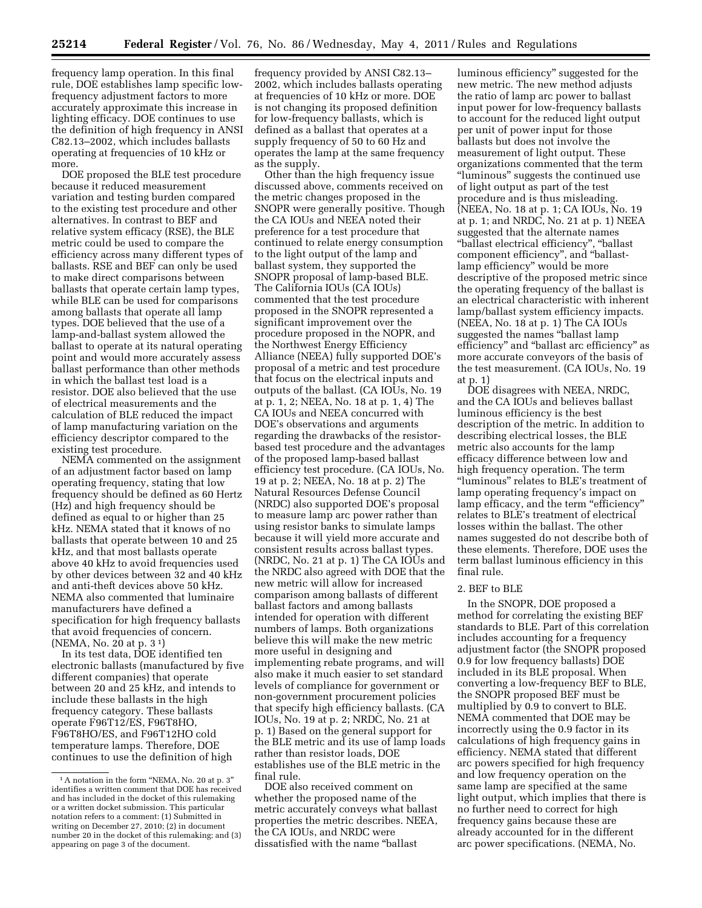frequency lamp operation. In this final rule, DOE establishes lamp specific low-frequency adjustment factors to more accurately approximate this increase in lighting efficacy. DOE continues to use the definition of high frequency in ANSI C82.13–2002, which includes ballasts operating at frequencies of 10 kHz or more.

DOE proposed the BLE test procedure because it reduced measurement variation and testing burden compared to the existing test procedure and other alternatives. In contrast to BEF and relative system efficacy (RSE), the BLE metric could be used to compare the efficiency across many different types of ballasts. RSE and BEF can only be used to make direct comparisons between ballasts that operate certain lamp types, while BLE can be used for comparisons among ballasts that operate all lamp types. DOE believed that the use of a lamp-and-ballast system allowed the ballast to operate at its natural operating point and would more accurately assess ballast performance than other methods in which the ballast test load is a resistor. DOE also believed that the use of electrical measurements and the calculation of BLE reduced the impact of lamp manufacturing variation on the efficiency descriptor compared to the existing test procedure.

NEMA commented on the assignment of an adjustment factor based on lamp operating frequency, stating that low frequency should be defined as 60 Hertz (Hz) and high frequency should be defined as equal to or higher than 25 kHz. NEMA stated that it knows of no ballasts that operate between 10 and 25 kHz, and that most ballasts operate above 40 kHz to avoid frequencies used by other devices between 32 and 40 kHz and anti-theft devices above 50 kHz. NEMA also commented that luminaire manufacturers have defined a specification for high frequency ballasts that avoid frequencies of concern. (NEMA, No. 20 at p. 3 [1])

In its test data, DOE identified ten electronic ballasts (manufactured by five different companies) that operate between 20 and 25 kHz, and intends to include these ballasts in the high frequency category. These ballasts operate F96T12/ES, F96T8HO, F96T8HO/ES, and F96T12HO cold temperature lamps. Therefore, DOE continues to use the definition of high frequency provided by ANSI C82.13–2002, which includes ballasts operating at frequencies of 10 kHz or more. DOE is not changing its proposed definition for low-frequency ballasts, which is defined as a ballast that operates at a supply frequency of 50 to 60 Hz and operates the lamp at the same frequency as the supply.

Other than the high frequency issue discussed above, comments received on the metric changes proposed in the SNOPR were generally positive. Though the CA IOUs and NEEA noted their preference for a test procedure that continued to relate energy consumption to the light output of the lamp and ballast system, they supported the SNOPR proposal of lamp-based BLE. The California IOUs (CA IOUs) commented that the test procedure proposed in the SNOPR represented a significant improvement over the procedure proposed in the NOPR, and the Northwest Energy Efficiency Alliance (NEEA) fully supported DOE's proposal of a metric and test procedure that focus on the electrical inputs and outputs of the ballast. (CA IOUs, No. 19 at p. 1, 2; NEEA, No. 18 at p. 1, 4) The CA IOUs and NEEA concurred with DOE's observations and arguments regarding the drawbacks of the resistor-based test procedure and the advantages of the proposed lamp-based ballast efficiency test procedure. (CA IOUs, No. 19 at p. 2; NEEA, No. 18 at p. 2) The Natural Resources Defense Council (NRDC) also supported DOE's proposal to measure lamp arc power rather than using resistor banks to simulate lamps because it will yield more accurate and consistent results across ballast types. (NRDC, No. 21 at p. 1) The CA IOUs and the NRDC also agreed with DOE that the new metric will allow for increased comparison among ballasts of different ballast factors and among ballasts intended for operation with different numbers of lamps. Both organizations believe this will make the new metric more useful in designing and implementing rebate programs, and will also make it much easier to set standard levels of compliance for government or non-government procurement policies that specify high efficiency ballasts. (CA IOUs, No. 19 at p. 2; NRDC, No. 21 at p. 1) Based on the general support for the BLE metric and its use of lamp loads rather than resistor loads, DOE establishes use of the BLE metric in the final rule.

DOE also received comment on whether the proposed name of the metric accurately conveys what ballast properties the metric describes. NEEA, the CA IOUs, and NRDC were dissatisfied with the name "ballast luminous efficiency" suggested for the new metric. The new method adjusts the ratio of lamp arc power to ballast input power for low-frequency ballasts to account for the reduced light output per unit of power input for those ballasts but does not involve the measurement of light output. These organizations commented that the term "luminous" suggests the continued use of light output as part of the test procedure and is thus misleading. (NEEA, No. 18 at p. 1; CA IOUs, No. 19 at p. 1; and NRDC, No. 21 at p. 1) NEEA suggested that the alternate names "ballast electrical efficiency", "ballast component efficiency", and "ballast-lamp efficiency" would be more descriptive of the proposed metric since the operating frequency of the ballast is an electrical characteristic with inherent lamp/ballast system efficiency impacts. (NEEA, No. 18 at p. 1) The CA IOUs suggested the names "ballast lamp efficiency" and "ballast arc efficiency" as more accurate conveyors of the basis of the test measurement. (CA IOUs, No. 19 at p. 1)

DOE disagrees with NEEA, NRDC, and the CA IOUs and believes ballast luminous efficiency is the best description of the metric. In addition to describing electrical losses, the BLE metric also accounts for the lamp efficacy difference between low and high frequency operation. The term "luminous" relates to BLE's treatment of lamp operating frequency's impact on lamp efficacy, and the term "efficiency" relates to BLE's treatment of electrical losses within the ballast. The other names suggested do not describe both of these elements. Therefore, DOE uses the term ballast luminous efficiency in this final rule.

2. BEF to BLE

In the SNOPR, DOE proposed a method for correlating the existing BEF standards to BLE. Part of this correlation includes accounting for a frequency adjustment factor (the SNOPR proposed 0.9 for low frequency ballasts) DOE included in its BLE proposal. When converting a low-frequency BEF to BLE, the SNOPR proposed BEF must be multiplied by 0.9 to convert to BLE. NEMA commented that DOE may be incorrectly using the 0.9 factor in its calculations of high frequency gains in efficiency. NEMA stated that different arc powers specified for high frequency and low frequency operation on the same lamp are specified at the same light output, which implies that there is no further need to correct for high frequency gains because these are already accounted for in the different arc power specifications. (NEMA, No.

[1] A notation in the form "NEMA, No. 20 at p. 3" identifies a written comment that DOE has received and has included in the docket of this rulemaking or a written docket submission. This particular notation refers to a comment: (1) Submitted in writing on December 27, 2010; (2) in document number 20 in the docket of this rulemaking; and (3) appearing on page 3 of the document.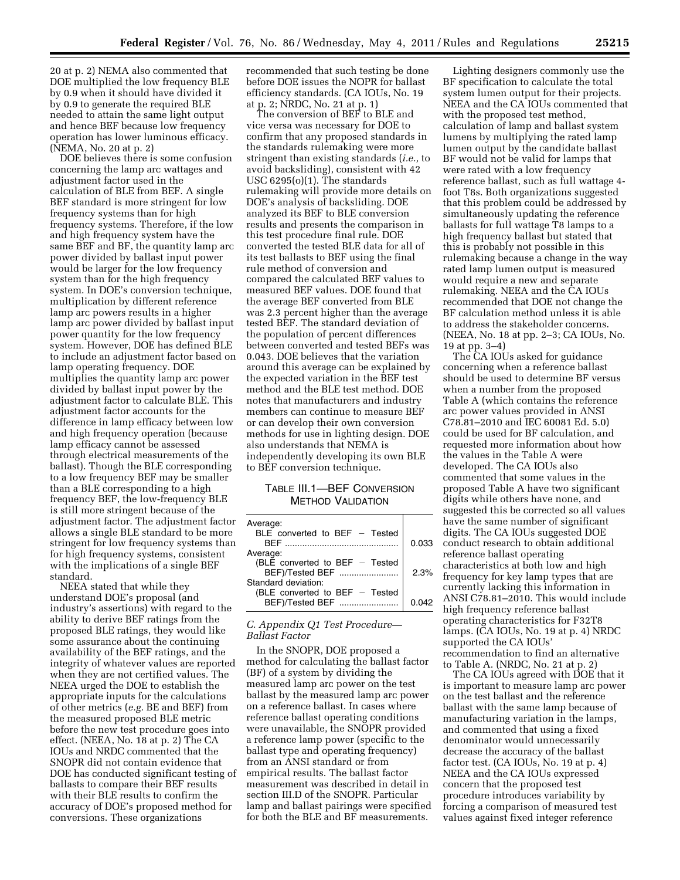20 at p. 2) NEMA also commented that DOE multiplied the low frequency BLE by 0.9 when it should have divided it by 0.9 to generate the required BLE needed to attain the same light output and hence BEF because low frequency operation has lower luminous efficacy. (NEMA, No. 20 at p. 2)

DOE believes there is some confusion concerning the lamp arc wattages and adjustment factor used in the calculation of BLE from BEF. A single BEF standard is more stringent for low frequency systems than for high frequency systems. Therefore, if the low and high frequency system have the same BEF and BF, the quantity lamp arc power divided by ballast input power would be larger for the low frequency system than for the high frequency system. In DOE's conversion technique, multiplication by different reference lamp arc powers results in a higher lamp arc power divided by ballast input power quantity for the low frequency system. However, DOE has defined BLE to include an adjustment factor based on lamp operating frequency. DOE multiplies the quantity lamp arc power divided by ballast input power by the adjustment factor to calculate BLE. This adjustment factor accounts for the difference in lamp efficacy between low and high frequency operation (because lamp efficacy cannot be assessed through electrical measurements of the ballast). Though the BLE corresponding to a low frequency BEF may be smaller than a BLE corresponding to a high frequency BEF, the low-frequency BLE is still more stringent because of the adjustment factor. The adjustment factor allows a single BLE standard to be more stringent for low frequency systems than for high frequency systems, consistent with the implications of a single BEF standard.

NEEA stated that while they understand DOE's proposal (and industry's assertions) with regard to the ability to derive BEF ratings from the proposed BLE ratings, they would like some assurance about the continuing availability of the BEF ratings, and the integrity of whatever values are reported when they are not certified values. The NEEA urged the DOE to establish the appropriate inputs for the calculations of other metrics (*e.g.* BE and BEF) from the measured proposed BLE metric before the new test procedure goes into effect. (NEEA, No. 18 at p. 2) The CA IOUs and NRDC commented that the SNOPR did not contain evidence that DOE has conducted significant testing of ballasts to compare their BEF results with their BLE results to confirm the accuracy of DOE's proposed method for conversions. These organizations recommended that such testing be done before DOE issues the NOPR for ballast efficiency standards. (CA IOUs, No. 19 at p. 2; NRDC, No. 21 at p. 1)

The conversion of BEF to BLE and vice versa was necessary for DOE to confirm that any proposed standards in the standards rulemaking were more stringent than existing standards (*i.e.,* to avoid backsliding), consistent with 42 USC 6295(o)(1). The standards rulemaking will provide more details on DOE's analysis of backsliding. DOE analyzed its BEF to BLE conversion results and presents the comparison in this test procedure final rule. DOE converted the tested BLE data for all of its test ballasts to BEF using the final rule method of conversion and compared the calculated BEF values to measured BEF values. DOE found that the average BEF converted from BLE was 2.3 percent higher than the average tested BEF. The standard deviation of the population of percent differences between converted and tested BEFs was 0.043. DOE believes that the variation around this average can be explained by the expected variation in the BEF test method and the BLE test method. DOE notes that manufacturers and industry members can continue to measure BEF or can develop their own conversion methods for use in lighting design. DOE also understands that NEMA is independently developing its own BLE to BEF conversion technique.

TABLE III.1—BEF CONVERSION METHOD VALIDATION

| | |
|---|---|
| Average: BLE converted to BEF − Tested BEF | 0.033 |
| Average: (BLE converted to BEF − Tested BEF)/Tested BEF | 2.3% |
| Standard deviation: (BLE converted to BEF − Tested BEF)/Tested BEF | 0.042 |

### *C. Appendix Q1 Test Procedure—Ballast Factor*

In the SNOPR, DOE proposed a method for calculating the ballast factor (BF) of a system by dividing the measured lamp arc power on the test ballast by the measured lamp arc power on a reference ballast. In cases where reference ballast operating conditions were unavailable, the SNOPR provided a reference lamp power (specific to the ballast type and operating frequency) from an ANSI standard or from empirical results. The ballast factor measurement was described in detail in section III.D of the SNOPR. Particular lamp and ballast pairings were specified for both the BLE and BF measurements.

Lighting designers commonly use the BF specification to calculate the total system lumen output for their projects. NEEA and the CA IOUs commented that with the proposed test method, calculation of lamp and ballast system lumens by multiplying the rated lamp lumen output by the candidate ballast BF would not be valid for lamps that were rated with a low frequency reference ballast, such as full wattage 4-foot T8s. Both organizations suggested that this problem could be addressed by simultaneously updating the reference ballasts for full wattage T8 lamps to a high frequency ballast but stated that this is probably not possible in this rulemaking because a change in the way rated lamp lumen output is measured would require a new and separate rulemaking. NEEA and the CA IOUs recommended that DOE not change the BF calculation method unless it is able to address the stakeholder concerns. (NEEA, No. 18 at pp. 2–3; CA IOUs, No. 19 at pp. 3–4)

The CA IOUs asked for guidance concerning when a reference ballast should be used to determine BF versus when a number from the proposed Table A (which contains the reference arc power values provided in ANSI C78.81–2010 and IEC 60081 Ed. 5.0) could be used for BF calculation, and requested more information about how the values in the Table A were developed. The CA IOUs also commented that some values in the proposed Table A have two significant digits while others have none, and suggested this be corrected so all values have the same number of significant digits. The CA IOUs suggested DOE conduct research to obtain additional reference ballast operating characteristics at both low and high frequency for key lamp types that are currently lacking this information in ANSI C78.81–2010. This would include high frequency reference ballast operating characteristics for F32T8 lamps. (CA IOUs, No. 19 at p. 4) NRDC supported the CA IOUs' recommendation to find an alternative to Table A. (NRDC, No. 21 at p. 2)

The CA IOUs agreed with DOE that it is important to measure lamp arc power on the test ballast and the reference ballast with the same lamp because of manufacturing variation in the lamps, and commented that using a fixed denominator would unnecessarily decrease the accuracy of the ballast factor test. (CA IOUs, No. 19 at p. 4) NEEA and the CA IOUs expressed concern that the proposed test procedure introduces variability by forcing a comparison of measured test values against fixed integer reference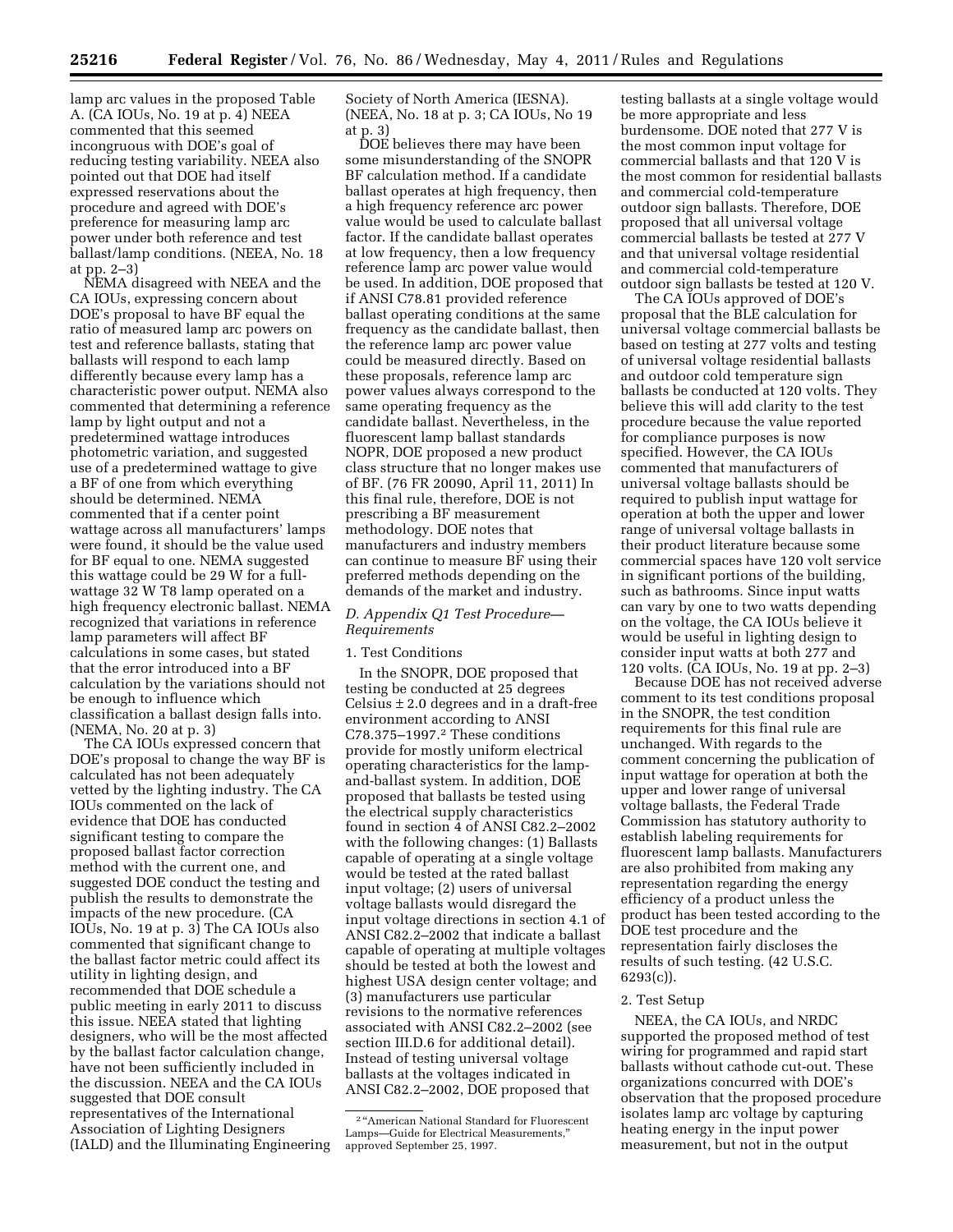lamp arc values in the proposed Table A. (CA IOUs, No. 19 at p. 4) NEEA commented that this seemed incongruous with DOE's goal of reducing testing variability. NEEA also pointed out that DOE had itself expressed reservations about the procedure and agreed with DOE's preference for measuring lamp arc power under both reference and test ballast/lamp conditions. (NEEA, No. 18 at pp. 2–3)

NEMA disagreed with NEEA and the CA IOUs, expressing concern about DOE's proposal to have BF equal the ratio of measured lamp arc powers on test and reference ballasts, stating that ballasts will respond to each lamp differently because every lamp has a characteristic power output. NEMA also commented that determining a reference lamp by light output and not a predetermined wattage introduces photometric variation, and suggested use of a predetermined wattage to give a BF of one from which everything should be determined. NEMA commented that if a center point wattage across all manufacturers' lamps were found, it should be the value used for BF equal to one. NEMA suggested this wattage could be 29 W for a full-wattage 32 W T8 lamp operated on a high frequency electronic ballast. NEMA recognized that variations in reference lamp parameters will affect BF calculations in some cases, but stated that the error introduced into a BF calculation by the variations should not be enough to influence which classification a ballast design falls into. (NEMA, No. 20 at p. 3)

The CA IOUs expressed concern that DOE's proposal to change the way BF is calculated has not been adequately vetted by the lighting industry. The CA IOUs commented on the lack of evidence that DOE has conducted significant testing to compare the proposed ballast factor correction method with the current one, and suggested DOE conduct the testing and publish the results to demonstrate the impacts of the new procedure. (CA IOUs, No. 19 at p. 3) The CA IOUs also commented that significant change to the ballast factor metric could affect its utility in lighting design, and recommended that DOE schedule a public meeting in early 2011 to discuss this issue. NEEA stated that lighting designers, who will be the most affected by the ballast factor calculation change, have not been sufficiently included in the discussion. NEEA and the CA IOUs suggested that DOE consult representatives of the International Association of Lighting Designers (IALD) and the Illuminating Engineering Society of North America (IESNA). (NEEA, No. 18 at p. 3; CA IOUs, No 19 at p. 3)

DOE believes there may have been some misunderstanding of the SNOPR BF calculation method. If a candidate ballast operates at high frequency, then a high frequency reference arc power value would be used to calculate ballast factor. If the candidate ballast operates at low frequency, then a low frequency reference lamp arc power value would be used. In addition, DOE proposed that if ANSI C78.81 provided reference ballast operating conditions at the same frequency as the candidate ballast, then the reference lamp arc power value could be measured directly. Based on these proposals, reference lamp arc power values always correspond to the same operating frequency as the candidate ballast. Nevertheless, in the fluorescent lamp ballast standards NOPR, DOE proposed a new product class structure that no longer makes use of BF. (76 FR 20090, April 11, 2011) In this final rule, therefore, DOE is not prescribing a BF measurement methodology. DOE notes that manufacturers and industry members can continue to measure BF using their preferred methods depending on the demands of the market and industry.

### *D. Appendix Q1 Test Procedure—Requirements*

#### 1. Test Conditions

In the SNOPR, DOE proposed that testing be conducted at 25 degrees Celsius ± 2.0 degrees and in a draft-free environment according to ANSI C78.375–1997.[2] These conditions provide for mostly uniform electrical operating characteristics for the lamp-and-ballast system. In addition, DOE proposed that ballasts be tested using the electrical supply characteristics found in section 4 of ANSI C82.2–2002 with the following changes: (1) Ballasts capable of operating at a single voltage would be tested at the rated ballast input voltage; (2) users of universal voltage ballasts would disregard the input voltage directions in section 4.1 of ANSI C82.2–2002 that indicate a ballast capable of operating at multiple voltages should be tested at both the lowest and highest USA design center voltage; and (3) manufacturers use particular revisions to the normative references associated with ANSI C82.2–2002 (see section III.D.6 for additional detail). Instead of testing universal voltage ballasts at the voltages indicated in ANSI C82.2–2002, DOE proposed that testing ballasts at a single voltage would be more appropriate and less burdensome. DOE noted that 277 V is the most common input voltage for commercial ballasts and that 120 V is the most common for residential ballasts and commercial cold-temperature outdoor sign ballasts. Therefore, DOE proposed that all universal voltage commercial ballasts be tested at 277 V and that universal voltage residential and commercial cold-temperature outdoor sign ballasts be tested at 120 V.

The CA IOUs approved of DOE's proposal that the BLE calculation for universal voltage commercial ballasts be based on testing at 277 volts and testing of universal voltage residential ballasts and outdoor cold temperature sign ballasts be conducted at 120 volts. They believe this will add clarity to the test procedure because the value reported for compliance purposes is now specified. However, the CA IOUs commented that manufacturers of universal voltage ballasts should be required to publish input wattage for operation at both the upper and lower range of universal voltage ballasts in their product literature because some commercial spaces have 120 volt service in significant portions of the building, such as bathrooms. Since input watts can vary by one to two watts depending on the voltage, the CA IOUs believe it would be useful in lighting design to consider input watts at both 277 and 120 volts. (CA IOUs, No. 19 at pp. 2–3)

Because DOE has not received adverse comment to its test conditions proposal in the SNOPR, the test condition requirements for this final rule are unchanged. With regards to the comment concerning the publication of input wattage for operation at both the upper and lower range of universal voltage ballasts, the Federal Trade Commission has statutory authority to establish labeling requirements for fluorescent lamp ballasts. Manufacturers are also prohibited from making any representation regarding the energy efficiency of a product unless the product has been tested according to the DOE test procedure and the representation fairly discloses the results of such testing. (42 U.S.C. 6293(c)).

#### 2. Test Setup

NEEA, the CA IOUs, and NRDC supported the proposed method of test wiring for programmed and rapid start ballasts without cathode cut-out. These organizations concurred with DOE's observation that the proposed procedure isolates lamp arc voltage by capturing heating energy in the input power measurement, but not in the output

[2] "American National Standard for Fluorescent Lamps—Guide for Electrical Measurements," approved September 25, 1997.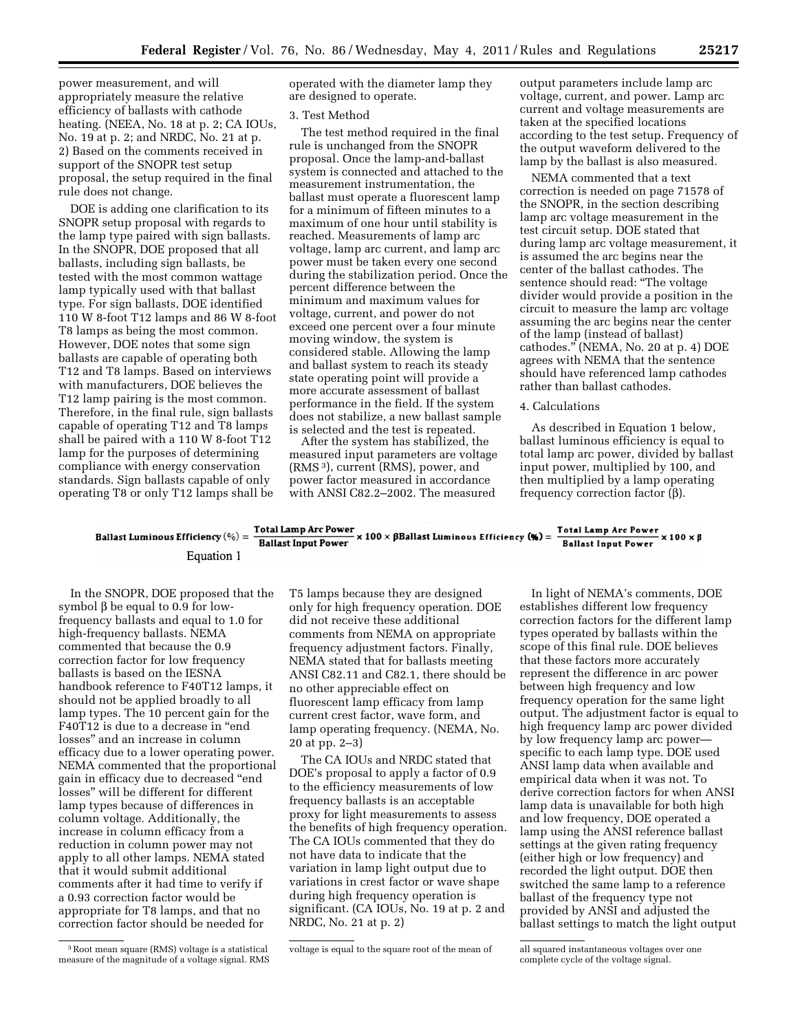power measurement, and will appropriately measure the relative efficiency of ballasts with cathode heating. (NEEA, No. 18 at p. 2; CA IOUs, No. 19 at p. 2; and NRDC, No. 21 at p. 2) Based on the comments received in support of the SNOPR test setup proposal, the setup required in the final rule does not change.

DOE is adding one clarification to its SNOPR setup proposal with regards to the lamp type paired with sign ballasts. In the SNOPR, DOE proposed that all ballasts, including sign ballasts, be tested with the most common wattage lamp typically used with that ballast type. For sign ballasts, DOE identified 110 W 8-foot T12 lamps and 86 W 8-foot T8 lamps as being the most common. However, DOE notes that some sign ballasts are capable of operating both T12 and T8 lamps. Based on interviews with manufacturers, DOE believes the T12 lamp pairing is the most common. Therefore, in the final rule, sign ballasts capable of operating T12 and T8 lamps shall be paired with a 110 W 8-foot T12 lamp for the purposes of determining compliance with energy conservation standards. Sign ballasts capable of only operating T8 or only T12 lamps shall be operated with the diameter lamp they are designed to operate.

3. Test Method

The test method required in the final rule is unchanged from the SNOPR proposal. Once the lamp-and-ballast system is connected and attached to the measurement instrumentation, the ballast must operate a fluorescent lamp for a minimum of fifteen minutes to a maximum of one hour until stability is reached. Measurements of lamp arc voltage, lamp arc current, and lamp arc power must be taken every one second during the stabilization period. Once the percent difference between the minimum and maximum values for voltage, current, and power do not exceed one percent over a four minute moving window, the system is considered stable. Allowing the lamp and ballast system to reach its steady state operating point will provide a more accurate assessment of ballast performance in the field. If the system does not stabilize, a new ballast sample is selected and the test is repeated.

After the system has stabilized, the measured input parameters are voltage (RMS [3]), current (RMS), power, and power factor measured in accordance with ANSI C82.2–2002. The measured output parameters include lamp arc voltage, current, and power. Lamp arc current and voltage measurements are taken at the specified locations according to the test setup. Frequency of the output waveform delivered to the lamp by the ballast is also measured.

NEMA commented that a text correction is needed on page 71578 of the SNOPR, in the section describing lamp arc voltage measurement in the test circuit setup. DOE stated that during lamp arc voltage measurement, it is assumed the arc begins near the center of the ballast cathodes. The sentence should read: "The voltage divider would provide a position in the circuit to measure the lamp arc voltage assuming the arc begins near the center of the lamp (instead of ballast) cathodes." (NEMA, No. 20 at p. 4) DOE agrees with NEMA that the sentence should have referenced lamp cathodes rather than ballast cathodes.

4. Calculations

As described in Equation 1 below, ballast luminous efficiency is equal to total lamp arc power, divided by ballast input power, multiplied by 100, and then multiplied by a lamp operating frequency correction factor (β).

$$\text{Ballast Luminous Efficiency (\%)} = \frac{\text{Total Lamp Arc Power}}{\text{Ballast Input Power}} \times 100 \times \beta$$

Equation 1

In the SNOPR, DOE proposed that the symbol β be equal to 0.9 for low-frequency ballasts and equal to 1.0 for high-frequency ballasts. NEMA commented that because the 0.9 correction factor for low frequency ballasts is based on the IESNA handbook reference to F40T12 lamps, it should not be applied broadly to all lamp types. The 10 percent gain for the F40T12 is due to a decrease in "end losses" and an increase in column efficacy due to a lower operating power. NEMA commented that the proportional gain in efficacy due to decreased "end losses" will be different for different lamp types because of differences in column voltage. Additionally, the increase in column efficacy from a reduction in column power may not apply to all other lamps. NEMA stated that it would submit additional comments after it had time to verify if a 0.93 correction factor would be appropriate for T8 lamps, and that no correction factor should be needed for T5 lamps because they are designed only for high frequency operation. DOE did not receive these additional comments from NEMA on appropriate frequency adjustment factors. Finally, NEMA stated that for ballasts meeting ANSI C82.11 and C82.1, there should be no other appreciable effect on fluorescent lamp efficacy from lamp current crest factor, wave form, and lamp operating frequency. (NEMA, No. 20 at pp. 2–3)

The CA IOUs and NRDC stated that DOE's proposal to apply a factor of 0.9 to the efficiency measurements of low frequency ballasts is an acceptable proxy for light measurements to assess the benefits of high frequency operation. The CA IOUs commented that they do not have data to indicate that the variation in lamp light output due to variations in crest factor or wave shape during high frequency operation is significant. (CA IOUs, No. 19 at p. 2 and NRDC, No. 21 at p. 2)

In light of NEMA's comments, DOE establishes different low frequency correction factors for the different lamp types operated by ballasts within the scope of this final rule. DOE believes that these factors more accurately represent the difference in arc power between high frequency and low frequency operation for the same light output. The adjustment factor is equal to high frequency lamp arc power divided by low frequency lamp arc power—specific to each lamp type. DOE used ANSI lamp data when available and empirical data when it was not. To derive correction factors for when ANSI lamp data is unavailable for both high and low frequency, DOE operated a lamp using the ANSI reference ballast settings at the given rating frequency (either high or low frequency) and recorded the light output. DOE then switched the same lamp to a reference ballast of the frequency type not provided by ANSI and adjusted the ballast settings to match the light output

---

[3] Root mean square (RMS) voltage is a statistical measure of the magnitude of a voltage signal. RMS voltage is equal to the square root of the mean of all squared instantaneous voltages over one complete cycle of the voltage signal.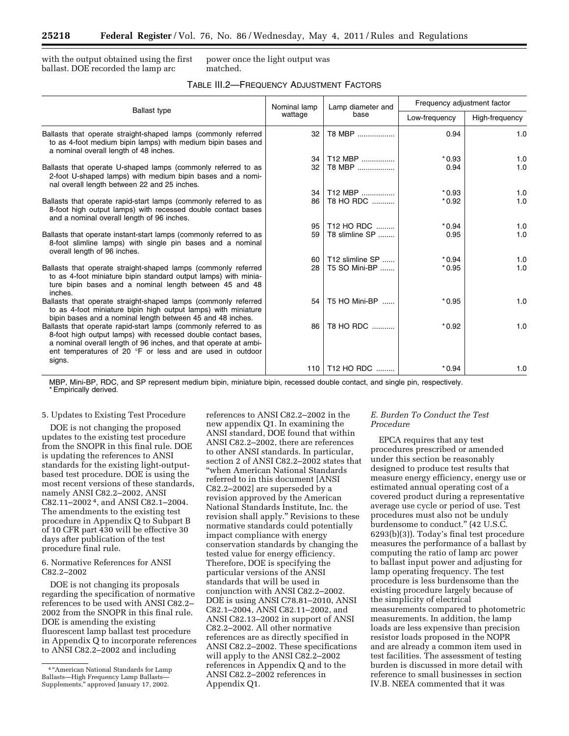with the output obtained using the first ballast. DOE recorded the lamp arc power once the light output was matched.

TABLE III.2—FREQUENCY ADJUSTMENT FACTORS

| Ballast type | Nominal lamp wattage | Lamp diameter and base | Frequency adjustment factor | |
|---|---|---|---|---|
| | | | Low-frequency | High-frequency |
| Ballasts that operate straight-shaped lamps (commonly referred to as 4-foot medium bipin lamps) with medium bipin bases and a nominal overall length of 48 inches. | 32 | T8 MBP | 0.94 | 1.0 |
| | 34 | T12 MBP | *0.93 | 1.0 |
| Ballasts that operate U-shaped lamps (commonly referred to as 2-foot U-shaped lamps) with medium bipin bases and a nominal overall length between 22 and 25 inches. | 32 | T8 MBP | 0.94 | 1.0 |
| | 34 | T12 MBP | *0.93 | 1.0 |
| Ballasts that operate rapid-start lamps (commonly referred to as 8-foot high output lamps) with recessed double contact bases and a nominal overall length of 96 inches. | 86 | T8 HO RDC | *0.92 | 1.0 |
| | 95 | T12 HO RDC | *0.94 | 1.0 |
| Ballasts that operate instant-start lamps (commonly referred to as 8-foot slimline lamps) with single pin bases and a nominal overall length of 96 inches. | 59 | T8 slimline SP | 0.95 | 1.0 |
| | 60 | T12 slimline SP | *0.94 | 1.0 |
| Ballasts that operate straight-shaped lamps (commonly referred to as 4-foot miniature bipin standard output lamps) with miniature bipin bases and a nominal length between 45 and 48 inches. | 28 | T5 SO Mini-BP | *0.95 | 1.0 |
| Ballasts that operate straight-shaped lamps (commonly referred to as 4-foot miniature bipin high output lamps) with miniature bipin bases and a nominal length between 45 and 48 inches. | 54 | T5 HO Mini-BP | *0.95 | 1.0 |
| Ballasts that operate rapid-start lamps (commonly referred to as 8-foot high output lamps) with recessed double contact bases, a nominal overall length of 96 inches, and that operate at ambient temperatures of 20 °F or less and are used in outdoor signs. | 86 | T8 HO RDC | *0.92 | 1.0 |
| | 110 | T12 HO RDC | *0.94 | 1.0 |

MBP, Mini-BP, RDC, and SP represent medium bipin, miniature bipin, recessed double contact, and single pin, respectively.
* Empirically derived.

5. Updates to Existing Test Procedure

DOE is not changing the proposed updates to the existing test procedure from the SNOPR in this final rule. DOE is updating the references to ANSI standards for the existing light-output-based test procedure. DOE is using the most recent versions of these standards, namely ANSI C82.2–2002, ANSI C82.11–2002[4], and ANSI C82.1–2004. The amendments to the existing test procedure in Appendix Q to Subpart B of 10 CFR part 430 will be effective 30 days after publication of the test procedure final rule.

6. Normative References for ANSI C82.2–2002

DOE is not changing its proposals regarding the specification of normative references to be used with ANSI C82.2–2002 from the SNOPR in this final rule. DOE is amending the existing fluorescent lamp ballast test procedure in Appendix Q to incorporate references to ANSI C82.2–2002 and including references to ANSI C82.2–2002 in the new appendix Q1. In examining the ANSI standard, DOE found that within ANSI C82.2–2002, there are references to other ANSI standards. In particular, section 2 of ANSI C82.2–2002 states that "when American National Standards referred to in this document [ANSI C82.2–2002] are superseded by a revision approved by the American National Standards Institute, Inc. the revision shall apply." Revisions to these normative standards could potentially impact compliance with energy conservation standards by changing the tested value for energy efficiency. Therefore, DOE is specifying the particular versions of the ANSI standards that will be used in conjunction with ANSI C82.2–2002. DOE is using ANSI C78.81–2010, ANSI C82.1–2004, ANSI C82.11–2002, and ANSI C82.13–2002 in support of ANSI C82.2–2002. All other normative references are as directly specified in ANSI C82.2–2002. These specifications will apply to the ANSI C82.2–2002 references in Appendix Q and to the ANSI C82.2–2002 references in Appendix Q1.

*E. Burden To Conduct the Test Procedure*

EPCA requires that any test procedures prescribed or amended under this section be reasonably designed to produce test results that measure energy efficiency, energy use or estimated annual operating cost of a covered product during a representative average use cycle or period of use. Test procedures must also not be unduly burdensome to conduct." (42 U.S.C. 6293(b)(3)). Today's final test procedure measures the performance of a ballast by computing the ratio of lamp arc power to ballast input power and adjusting for lamp operating frequency. The test procedure is less burdensome than the existing procedure largely because of the simplicity of electrical measurements compared to photometric measurements. In addition, the lamp loads are less expensive than precision resistor loads proposed in the NOPR and are already a common item used in test facilities. The assessment of testing burden is discussed in more detail with reference to small businesses in section IV.B. NEEA commented that it was

[4] "American National Standards for Lamp Ballasts—High Frequency Lamp Ballasts—Supplements," approved January 17, 2002.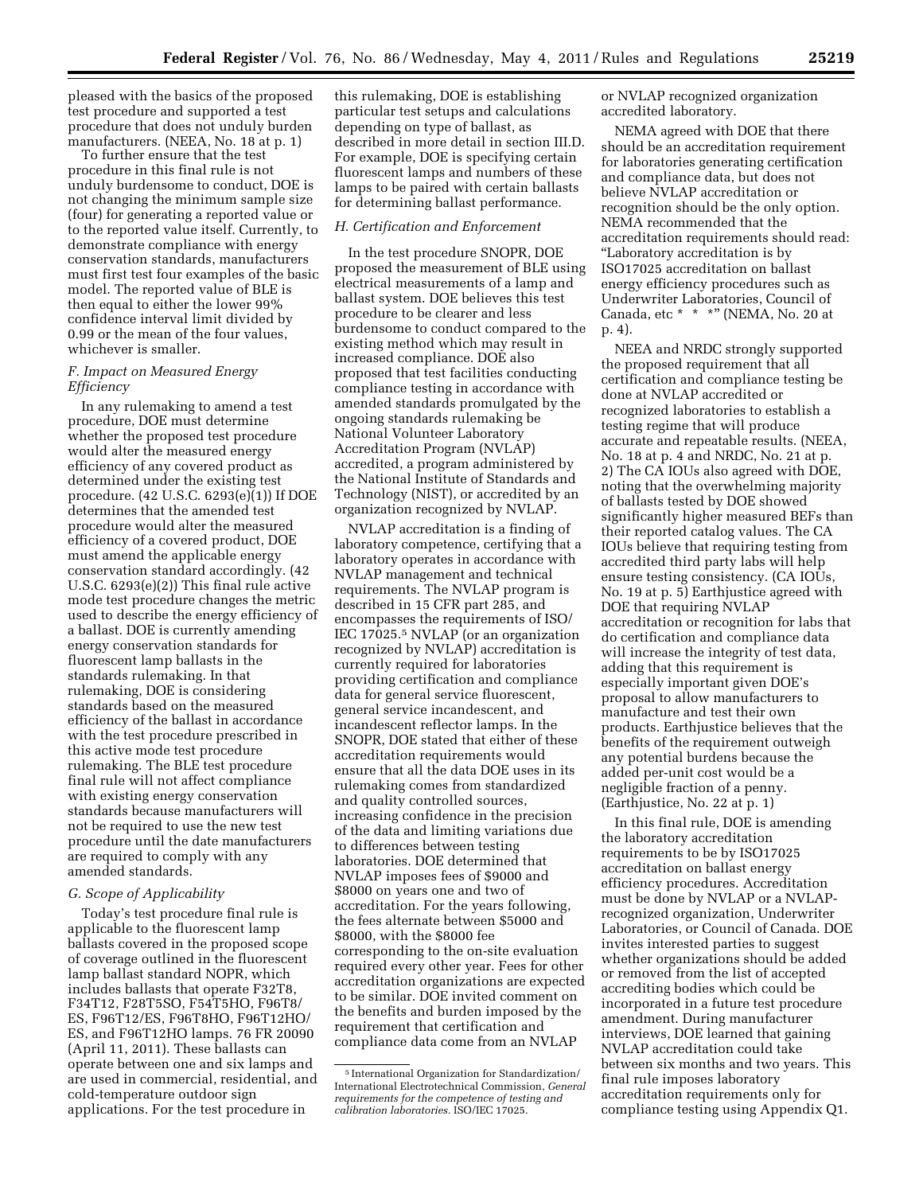pleased with the basics of the proposed test procedure and supported a test procedure that does not unduly burden manufacturers. (NEEA, No. 18 at p. 1)

To further ensure that the test procedure in this final rule is not unduly burdensome to conduct, DOE is not changing the minimum sample size (four) for generating a reported value or to the reported value itself. Currently, to demonstrate compliance with energy conservation standards, manufacturers must first test four examples of the basic model. The reported value of BLE is then equal to either the lower 99% confidence interval limit divided by 0.99 or the mean of the four values, whichever is smaller.

### *F. Impact on Measured Energy Efficiency*

In any rulemaking to amend a test procedure, DOE must determine whether the proposed test procedure would alter the measured energy efficiency of any covered product as determined under the existing test procedure. (42 U.S.C. 6293(e)(1)) If DOE determines that the amended test procedure would alter the measured efficiency of a covered product, DOE must amend the applicable energy conservation standard accordingly. (42 U.S.C. 6293(e)(2)) This final rule active mode test procedure changes the metric used to describe the energy efficiency of a ballast. DOE is currently amending energy conservation standards for fluorescent lamp ballasts in the standards rulemaking. In that rulemaking, DOE is considering standards based on the measured efficiency of the ballast in accordance with the test procedure prescribed in this active mode test procedure rulemaking. The BLE test procedure final rule will not affect compliance with existing energy conservation standards because manufacturers will not be required to use the new test procedure until the date manufacturers are required to comply with any amended standards.

### *G. Scope of Applicability*

Today's test procedure final rule is applicable to the fluorescent lamp ballasts covered in the proposed scope of coverage outlined in the fluorescent lamp ballast standard NOPR, which includes ballasts that operate F32T8, F34T12, F28T5SO, F54T5HO, F96T8/ES, F96T12/ES, F96T8HO, F96T12HO/ES, and F96T12HO lamps. 76 FR 20090 (April 11, 2011). These ballasts can operate between one and six lamps and are used in commercial, residential, and cold-temperature outdoor sign applications. For the test procedure in this rulemaking, DOE is establishing particular test setups and calculations depending on type of ballast, as described in more detail in section III.D. For example, DOE is specifying certain fluorescent lamps and numbers of these lamps to be paired with certain ballasts for determining ballast performance.

### *H. Certification and Enforcement*

In the test procedure SNOPR, DOE proposed the measurement of BLE using electrical measurements of a lamp and ballast system. DOE believes this test procedure to be clearer and less burdensome to conduct compared to the existing method which may result in increased compliance. DOE also proposed that test facilities conducting compliance testing in accordance with amended standards promulgated by the ongoing standards rulemaking be National Volunteer Laboratory Accreditation Program (NVLAP) accredited, a program administered by the National Institute of Standards and Technology (NIST), or accredited by an organization recognized by NVLAP.

NVLAP accreditation is a finding of laboratory competence, certifying that a laboratory operates in accordance with NVLAP management and technical requirements. The NVLAP program is described in 15 CFR part 285, and encompasses the requirements of ISO/IEC 17025.[5] NVLAP (or an organization recognized by NVLAP) accreditation is currently required for laboratories providing certification and compliance data for general service fluorescent, general service incandescent, and incandescent reflector lamps. In the SNOPR, DOE stated that either of these accreditation requirements would ensure that all the data DOE uses in its rulemaking comes from standardized and quality controlled sources, increasing confidence in the precision of the data and limiting variations due to differences between testing laboratories. DOE determined that NVLAP imposes fees of $9000 and $8000 on years one and two of accreditation. For the years following, the fees alternate between $5000 and $8000, with the $8000 fee corresponding to the on-site evaluation required every other year. Fees for other accreditation organizations are expected to be similar. DOE invited comment on the benefits and burden imposed by the requirement that certification and compliance data come from an NVLAP or NVLAP recognized organization accredited laboratory.

NEMA agreed with DOE that there should be an accreditation requirement for laboratories generating certification and compliance data, but does not believe NVLAP accreditation or recognition should be the only option. NEMA recommended that the accreditation requirements should read: "Laboratory accreditation is by ISO17025 accreditation on ballast energy efficiency procedures such as Underwriter Laboratories, Council of Canada, etc * * *" (NEMA, No. 20 at p. 4).

NEEA and NRDC strongly supported the proposed requirement that all certification and compliance testing be done at NVLAP accredited or recognized laboratories to establish a testing regime that will produce accurate and repeatable results. (NEEA, No. 18 at p. 4 and NRDC, No. 21 at p. 2) The CA IOUs also agreed with DOE, noting that the overwhelming majority of ballasts tested by DOE showed significantly higher measured BEFs than their reported catalog values. The CA IOUs believe that requiring testing from accredited third party labs will help ensure testing consistency. (CA IOUs, No. 19 at p. 5) Earthjustice agreed with DOE that requiring NVLAP accreditation or recognition for labs that do certification and compliance data will increase the integrity of test data, adding that this requirement is especially important given DOE's proposal to allow manufacturers to manufacture and test their own products. Earthjustice believes that the benefits of the requirement outweigh any potential burdens because the added per-unit cost would be a negligible fraction of a penny. (Earthjustice, No. 22 at p. 1)

In this final rule, DOE is amending the laboratory accreditation requirements to be by ISO17025 accreditation on ballast energy efficiency procedures. Accreditation must be done by NVLAP or a NVLAP-recognized organization, Underwriter Laboratories, or Council of Canada. DOE invites interested parties to suggest whether organizations should be added or removed from the list of accepted accrediting bodies which could be incorporated in a future test procedure amendment. During manufacturer interviews, DOE learned that gaining NVLAP accreditation could take between six months and two years. This final rule imposes laboratory accreditation requirements only for compliance testing using Appendix Q1.

---

[5] International Organization for Standardization/International Electrotechnical Commission, *General requirements for the competence of testing and calibration laboratories.* ISO/IEC 17025.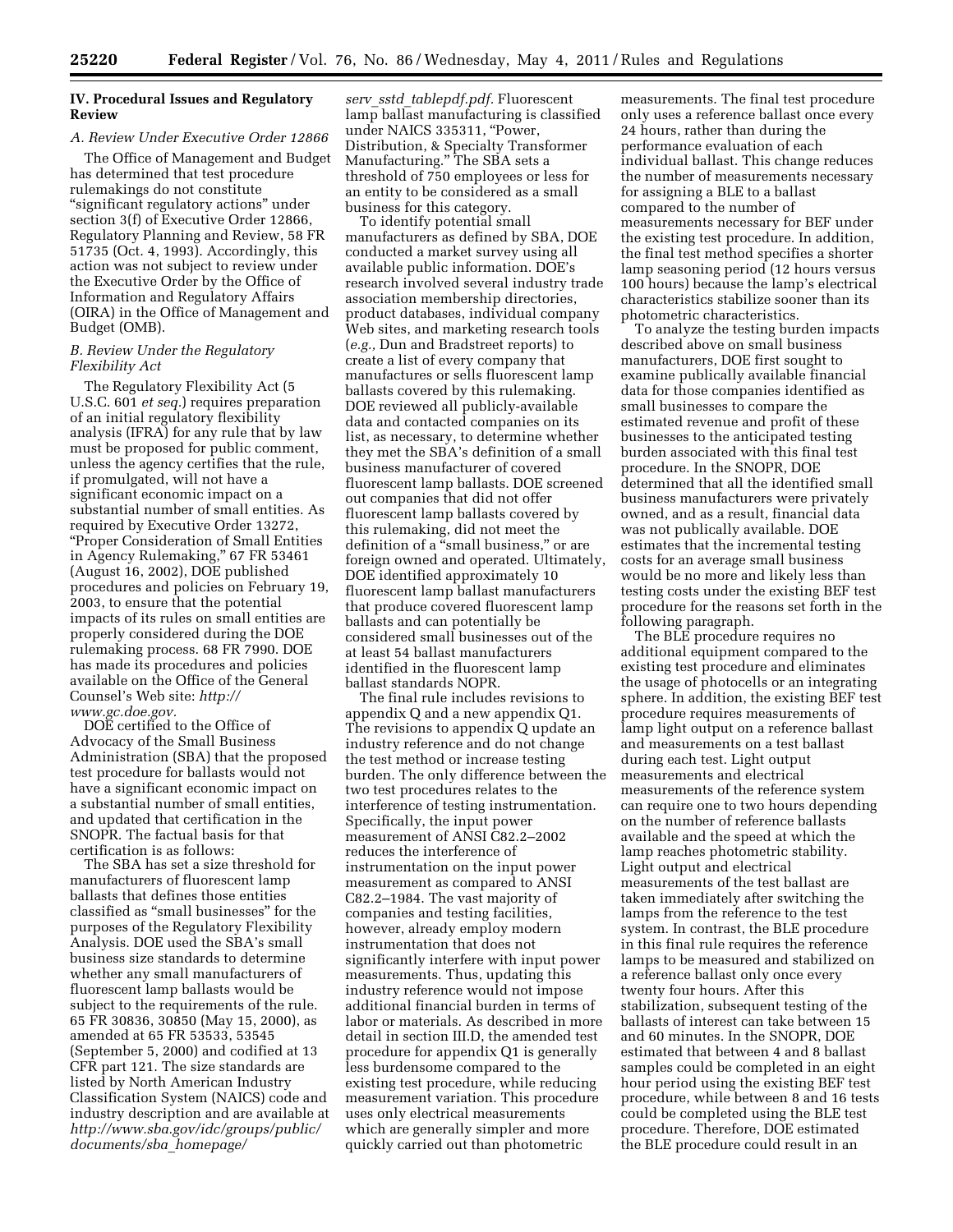## IV. Procedural Issues and Regulatory Review

### A. Review Under Executive Order 12866

The Office of Management and Budget has determined that test procedure rulemakings do not constitute "significant regulatory actions" under section 3(f) of Executive Order 12866, Regulatory Planning and Review, 58 FR 51735 (Oct. 4, 1993). Accordingly, this action was not subject to review under the Executive Order by the Office of Information and Regulatory Affairs (OIRA) in the Office of Management and Budget (OMB).

### B. Review Under the Regulatory Flexibility Act

The Regulatory Flexibility Act (5 U.S.C. 601 *et seq.*) requires preparation of an initial regulatory flexibility analysis (IFRA) for any rule that by law must be proposed for public comment, unless the agency certifies that the rule, if promulgated, will not have a significant economic impact on a substantial number of small entities. As required by Executive Order 13272, "Proper Consideration of Small Entities in Agency Rulemaking," 67 FR 53461 (August 16, 2002), DOE published procedures and policies on February 19, 2003, to ensure that the potential impacts of its rules on small entities are properly considered during the DOE rulemaking process. 68 FR 7990. DOE has made its procedures and policies available on the Office of the General Counsel's Web site: *http://www.gc.doe.gov.*

DOE certified to the Office of Advocacy of the Small Business Administration (SBA) that the proposed test procedure for ballasts would not have a significant economic impact on a substantial number of small entities, and updated that certification in the SNOPR. The factual basis for that certification is as follows:

The SBA has set a size threshold for manufacturers of fluorescent lamp ballasts that defines those entities classified as "small businesses" for the purposes of the Regulatory Flexibility Analysis. DOE used the SBA's small business size standards to determine whether any small manufacturers of fluorescent lamp ballasts would be subject to the requirements of the rule. 65 FR 30836, 30850 (May 15, 2000), as amended at 65 FR 53533, 53545 (September 5, 2000) and codified at 13 CFR part 121. The size standards are listed by North American Industry Classification System (NAICS) code and industry description and are available at *http://www.sba.gov/idc/groups/public/documents/sba_homepage/serv_sstd_tablepdf.pdf.* Fluorescent lamp ballast manufacturing is classified under NAICS 335311, "Power, Distribution, & Specialty Transformer Manufacturing." The SBA sets a threshold of 750 employees or less for an entity to be considered as a small business for this category.

To identify potential small manufacturers as defined by SBA, DOE conducted a market survey using all available public information. DOE's research involved several industry trade association membership directories, product databases, individual company Web sites, and marketing research tools (*e.g.,* Dun and Bradstreet reports) to create a list of every company that manufactures or sells fluorescent lamp ballasts covered by this rulemaking. DOE reviewed all publicly-available data and contacted companies on its list, as necessary, to determine whether they met the SBA's definition of a small business manufacturer of covered fluorescent lamp ballasts. DOE screened out companies that did not offer fluorescent lamp ballasts covered by this rulemaking, did not meet the definition of a "small business," or are foreign owned and operated. Ultimately, DOE identified approximately 10 fluorescent lamp ballast manufacturers that produce covered fluorescent lamp ballasts and can potentially be considered small businesses out of the at least 54 ballast manufacturers identified in the fluorescent lamp ballast standards NOPR.

The final rule includes revisions to appendix Q and a new appendix Q1. The revisions to appendix Q update an industry reference and do not change the test method or increase testing burden. The only difference between the two test procedures relates to the interference of testing instrumentation. Specifically, the input power measurement of ANSI C82.2–2002 reduces the interference of instrumentation on the input power measurement as compared to ANSI C82.2–1984. The vast majority of companies and testing facilities, however, already employ modern instrumentation that does not significantly interfere with input power measurements. Thus, updating this industry reference would not impose additional financial burden in terms of labor or materials. As described in more detail in section III.D, the amended test procedure for appendix Q1 is generally less burdensome compared to the existing test procedure, while reducing measurement variation. This procedure uses only electrical measurements which are generally simpler and more quickly carried out than photometric measurements. The final test procedure only uses a reference ballast once every 24 hours, rather than during the performance evaluation of each individual ballast. This change reduces the number of measurements necessary for assigning a BLE to a ballast compared to the number of measurements necessary for BEF under the existing test procedure. In addition, the final test method specifies a shorter lamp seasoning period (12 hours versus 100 hours) because the lamp's electrical characteristics stabilize sooner than its photometric characteristics.

To analyze the testing burden impacts described above on small business manufacturers, DOE first sought to examine publically available financial data for those companies identified as small businesses to compare the estimated revenue and profit of these businesses to the anticipated testing burden associated with this final test procedure. In the SNOPR, DOE determined that all the identified small business manufacturers were privately owned, and as a result, financial data was not publically available. DOE estimates that the incremental testing costs for an average small business would be no more and likely less than testing costs under the existing BEF test procedure for the reasons set forth in the following paragraph.

The BLE procedure requires no additional equipment compared to the existing test procedure and eliminates the usage of photocells or an integrating sphere. In addition, the existing BEF test procedure requires measurements of lamp light output on a reference ballast and measurements on a test ballast during each test. Light output measurements and electrical measurements of the reference system can require one to two hours depending on the number of reference ballasts available and the speed at which the lamp reaches photometric stability. Light output and electrical measurements of the test ballast are taken immediately after switching the lamps from the reference to the test system. In contrast, the BLE procedure in this final rule requires the reference lamps to be measured and stabilized on a reference ballast only once every twenty four hours. After this stabilization, subsequent testing of the ballasts of interest can take between 15 and 60 minutes. In the SNOPR, DOE estimated that between 4 and 8 ballast samples could be completed in an eight hour period using the existing BEF test procedure, while between 8 and 16 tests could be completed using the BLE test procedure. Therefore, DOE estimated the BLE procedure could result in an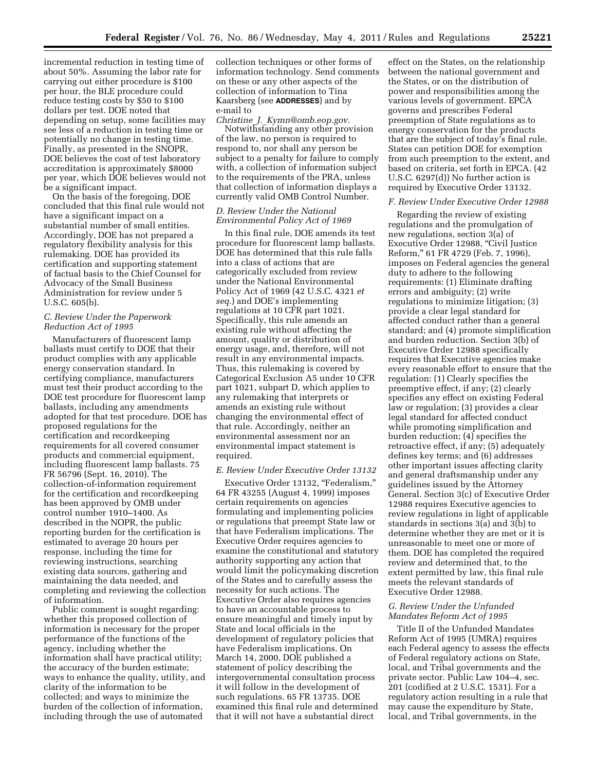incremental reduction in testing time of about 50%. Assuming the labor rate for carrying out either procedure is $100 per hour, the BLE procedure could reduce testing costs by $50 to $100 dollars per test. DOE noted that depending on setup, some facilities may see less of a reduction in testing time or potentially no change in testing time. Finally, as presented in the SNOPR, DOE believes the cost of test laboratory accreditation is approximately $8000 per year, which DOE believes would not be a significant impact.

On the basis of the foregoing, DOE concluded that this final rule would not have a significant impact on a substantial number of small entities. Accordingly, DOE has not prepared a regulatory flexibility analysis for this rulemaking. DOE has provided its certification and supporting statement of factual basis to the Chief Counsel for Advocacy of the Small Business Administration for review under 5 U.S.C. 605(b).

### *C. Review Under the Paperwork Reduction Act of 1995*

Manufacturers of fluorescent lamp ballasts must certify to DOE that their product complies with any applicable energy conservation standard. In certifying compliance, manufacturers must test their product according to the DOE test procedure for fluorescent lamp ballasts, including any amendments adopted for that test procedure. DOE has proposed regulations for the certification and recordkeeping requirements for all covered consumer products and commercial equipment, including fluorescent lamp ballasts. 75 FR 56796 (Sept. 16, 2010). The collection-of-information requirement for the certification and recordkeeping has been approved by OMB under control number 1910–1400. As described in the NOPR, the public reporting burden for the certification is estimated to average 20 hours per response, including the time for reviewing instructions, searching existing data sources, gathering and maintaining the data needed, and completing and reviewing the collection of information.

Public comment is sought regarding: whether this proposed collection of information is necessary for the proper performance of the functions of the agency, including whether the information shall have practical utility; the accuracy of the burden estimate; ways to enhance the quality, utility, and clarity of the information to be collected; and ways to minimize the burden of the collection of information, including through the use of automated collection techniques or other forms of information technology. Send comments on these or any other aspects of the collection of information to Tina Kaarsberg (see **ADDRESSES**) and by e-mail to *Christine_J._Kymn@omb.eop.gov*.

Notwithstanding any other provision of the law, no person is required to respond to, nor shall any person be subject to a penalty for failure to comply with, a collection of information subject to the requirements of the PRA, unless that collection of information displays a currently valid OMB Control Number.

### *D. Review Under the National Environmental Policy Act of 1969*

In this final rule, DOE amends its test procedure for fluorescent lamp ballasts. DOE has determined that this rule falls into a class of actions that are categorically excluded from review under the National Environmental Policy Act of 1969 (42 U.S.C. 4321 *et seq.*) and DOE's implementing regulations at 10 CFR part 1021. Specifically, this rule amends an existing rule without affecting the amount, quality or distribution of energy usage, and, therefore, will not result in any environmental impacts. Thus, this rulemaking is covered by Categorical Exclusion A5 under 10 CFR part 1021, subpart D, which applies to any rulemaking that interprets or amends an existing rule without changing the environmental effect of that rule. Accordingly, neither an environmental assessment nor an environmental impact statement is required.

### *E. Review Under Executive Order 13132*

Executive Order 13132, "Federalism," 64 FR 43255 (August 4, 1999) imposes certain requirements on agencies formulating and implementing policies or regulations that preempt State law or that have Federalism implications. The Executive Order requires agencies to examine the constitutional and statutory authority supporting any action that would limit the policymaking discretion of the States and to carefully assess the necessity for such actions. The Executive Order also requires agencies to have an accountable process to ensure meaningful and timely input by State and local officials in the development of regulatory policies that have Federalism implications. On March 14, 2000, DOE published a statement of policy describing the intergovernmental consultation process it will follow in the development of such regulations. 65 FR 13735. DOE examined this final rule and determined that it will not have a substantial direct effect on the States, on the relationship between the national government and the States, or on the distribution of power and responsibilities among the various levels of government. EPCA governs and prescribes Federal preemption of State regulations as to energy conservation for the products that are the subject of today's final rule. States can petition DOE for exemption from such preemption to the extent, and based on criteria, set forth in EPCA. (42 U.S.C. 6297(d)) No further action is required by Executive Order 13132.

### *F. Review Under Executive Order 12988*

Regarding the review of existing regulations and the promulgation of new regulations, section 3(a) of Executive Order 12988, "Civil Justice Reform," 61 FR 4729 (Feb. 7, 1996), imposes on Federal agencies the general duty to adhere to the following requirements: (1) Eliminate drafting errors and ambiguity; (2) write regulations to minimize litigation; (3) provide a clear legal standard for affected conduct rather than a general standard; and (4) promote simplification and burden reduction. Section 3(b) of Executive Order 12988 specifically requires that Executive agencies make every reasonable effort to ensure that the regulation: (1) Clearly specifies the preemptive effect, if any; (2) clearly specifies any effect on existing Federal law or regulation; (3) provides a clear legal standard for affected conduct while promoting simplification and burden reduction; (4) specifies the retroactive effect, if any; (5) adequately defines key terms; and (6) addresses other important issues affecting clarity and general draftsmanship under any guidelines issued by the Attorney General. Section 3(c) of Executive Order 12988 requires Executive agencies to review regulations in light of applicable standards in sections 3(a) and 3(b) to determine whether they are met or it is unreasonable to meet one or more of them. DOE has completed the required review and determined that, to the extent permitted by law, this final rule meets the relevant standards of Executive Order 12988.

### *G. Review Under the Unfunded Mandates Reform Act of 1995*

Title II of the Unfunded Mandates Reform Act of 1995 (UMRA) requires each Federal agency to assess the effects of Federal regulatory actions on State, local, and Tribal governments and the private sector. Public Law 104–4, sec. 201 (codified at 2 U.S.C. 1531). For a regulatory action resulting in a rule that may cause the expenditure by State, local, and Tribal governments, in the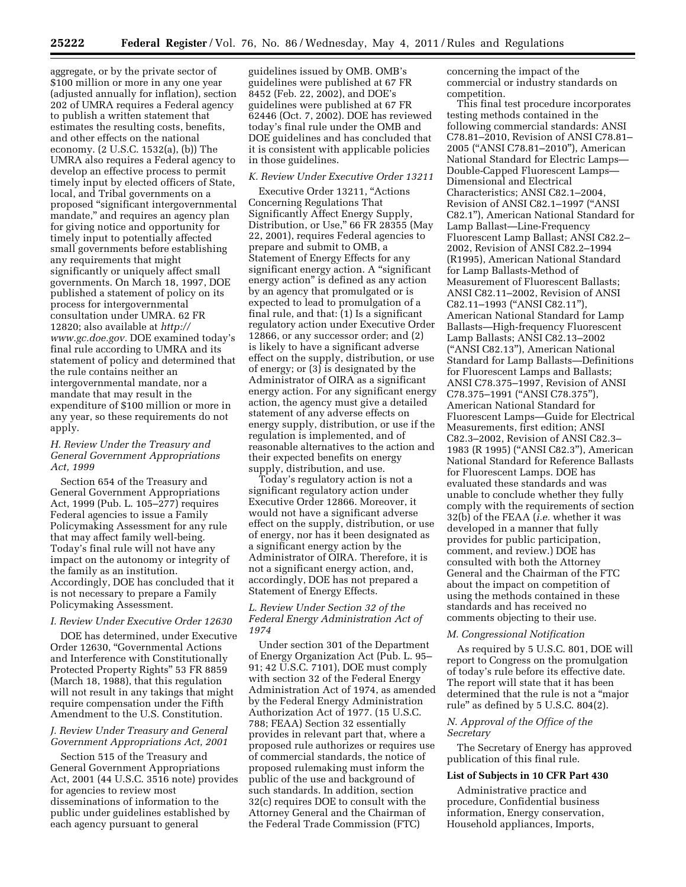aggregate, or by the private sector of $100 million or more in any one year (adjusted annually for inflation), section 202 of UMRA requires a Federal agency to publish a written statement that estimates the resulting costs, benefits, and other effects on the national economy. (2 U.S.C. 1532(a), (b)) The UMRA also requires a Federal agency to develop an effective process to permit timely input by elected officers of State, local, and Tribal governments on a proposed "significant intergovernmental mandate," and requires an agency plan for giving notice and opportunity for timely input to potentially affected small governments before establishing any requirements that might significantly or uniquely affect small governments. On March 18, 1997, DOE published a statement of policy on its process for intergovernmental consultation under UMRA. 62 FR 12820; also available at *http://www.gc.doe.gov.* DOE examined today's final rule according to UMRA and its statement of policy and determined that the rule contains neither an intergovernmental mandate, nor a mandate that may result in the expenditure of $100 million or more in any year, so these requirements do not apply.

### *H. Review Under the Treasury and General Government Appropriations Act, 1999*

Section 654 of the Treasury and General Government Appropriations Act, 1999 (Pub. L. 105–277) requires Federal agencies to issue a Family Policymaking Assessment for any rule that may affect family well-being. Today's final rule will not have any impact on the autonomy or integrity of the family as an institution. Accordingly, DOE has concluded that it is not necessary to prepare a Family Policymaking Assessment.

### *I. Review Under Executive Order 12630*

DOE has determined, under Executive Order 12630, "Governmental Actions and Interference with Constitutionally Protected Property Rights" 53 FR 8859 (March 18, 1988), that this regulation will not result in any takings that might require compensation under the Fifth Amendment to the U.S. Constitution.

### *J. Review Under Treasury and General Government Appropriations Act, 2001*

Section 515 of the Treasury and General Government Appropriations Act, 2001 (44 U.S.C. 3516 note) provides for agencies to review most disseminations of information to the public under guidelines established by each agency pursuant to general guidelines issued by OMB. OMB's guidelines were published at 67 FR 8452 (Feb. 22, 2002), and DOE's guidelines were published at 67 FR 62446 (Oct. 7, 2002). DOE has reviewed today's final rule under the OMB and DOE guidelines and has concluded that it is consistent with applicable policies in those guidelines.

### *K. Review Under Executive Order 13211*

Executive Order 13211, "Actions Concerning Regulations That Significantly Affect Energy Supply, Distribution, or Use," 66 FR 28355 (May 22, 2001), requires Federal agencies to prepare and submit to OMB, a Statement of Energy Effects for any significant energy action. A "significant energy action" is defined as any action by an agency that promulgated or is expected to lead to promulgation of a final rule, and that: (1) Is a significant regulatory action under Executive Order 12866, or any successor order; and (2) is likely to have a significant adverse effect on the supply, distribution, or use of energy; or (3) is designated by the Administrator of OIRA as a significant energy action. For any significant energy action, the agency must give a detailed statement of any adverse effects on energy supply, distribution, or use if the regulation is implemented, and of reasonable alternatives to the action and their expected benefits on energy supply, distribution, and use.

Today's regulatory action is not a significant regulatory action under Executive Order 12866. Moreover, it would not have a significant adverse effect on the supply, distribution, or use of energy, nor has it been designated as a significant energy action by the Administrator of OIRA. Therefore, it is not a significant energy action, and, accordingly, DOE has not prepared a Statement of Energy Effects.

### *L. Review Under Section 32 of the Federal Energy Administration Act of 1974*

Under section 301 of the Department of Energy Organization Act (Pub. L. 95–91; 42 U.S.C. 7101), DOE must comply with section 32 of the Federal Energy Administration Act of 1974, as amended by the Federal Energy Administration Authorization Act of 1977. (15 U.S.C. 788; FEAA) Section 32 essentially provides in relevant part that, where a proposed rule authorizes or requires use of commercial standards, the notice of proposed rulemaking must inform the public of the use and background of such standards. In addition, section 32(c) requires DOE to consult with the Attorney General and the Chairman of the Federal Trade Commission (FTC) concerning the impact of the commercial or industry standards on competition.

This final test procedure incorporates testing methods contained in the following commercial standards: ANSI C78.81–2010, Revision of ANSI C78.81–2005 ("ANSI C78.81–2010"), American National Standard for Electric Lamps—Double-Capped Fluorescent Lamps—Dimensional and Electrical Characteristics; ANSI C82.1–2004, Revision of ANSI C82.1–1997 ("ANSI C82.1"), American National Standard for Lamp Ballast—Line-Frequency Fluorescent Lamp Ballast; ANSI C82.2–2002, Revision of ANSI C82.2–1994 (R1995), American National Standard for Lamp Ballasts-Method of Measurement of Fluorescent Ballasts; ANSI C82.11–2002, Revision of ANSI C82.11–1993 ("ANSI C82.11"), American National Standard for Lamp Ballasts—High-frequency Fluorescent Lamp Ballasts; ANSI C82.13–2002 ("ANSI C82.13"), American National Standard for Lamp Ballasts—Definitions for Fluorescent Lamps and Ballasts; ANSI C78.375–1997, Revision of ANSI C78.375–1991 ("ANSI C78.375"), American National Standard for Fluorescent Lamps—Guide for Electrical Measurements, first edition; ANSI C82.3–2002, Revision of ANSI C82.3–1983 (R 1995) ("ANSI C82.3"), American National Standard for Reference Ballasts for Fluorescent Lamps. DOE has evaluated these standards and was unable to conclude whether they fully comply with the requirements of section 32(b) of the FEAA (*i.e.* whether it was developed in a manner that fully provides for public participation, comment, and review.) DOE has consulted with both the Attorney General and the Chairman of the FTC about the impact on competition of using the methods contained in these standards and has received no comments objecting to their use.

### *M. Congressional Notification*

As required by 5 U.S.C. 801, DOE will report to Congress on the promulgation of today's rule before its effective date. The report will state that it has been determined that the rule is not a "major rule" as defined by 5 U.S.C. 804(2).

### *N. Approval of the Office of the Secretary*

The Secretary of Energy has approved publication of this final rule.

### **List of Subjects in 10 CFR Part 430**

Administrative practice and procedure, Confidential business information, Energy conservation, Household appliances, Imports,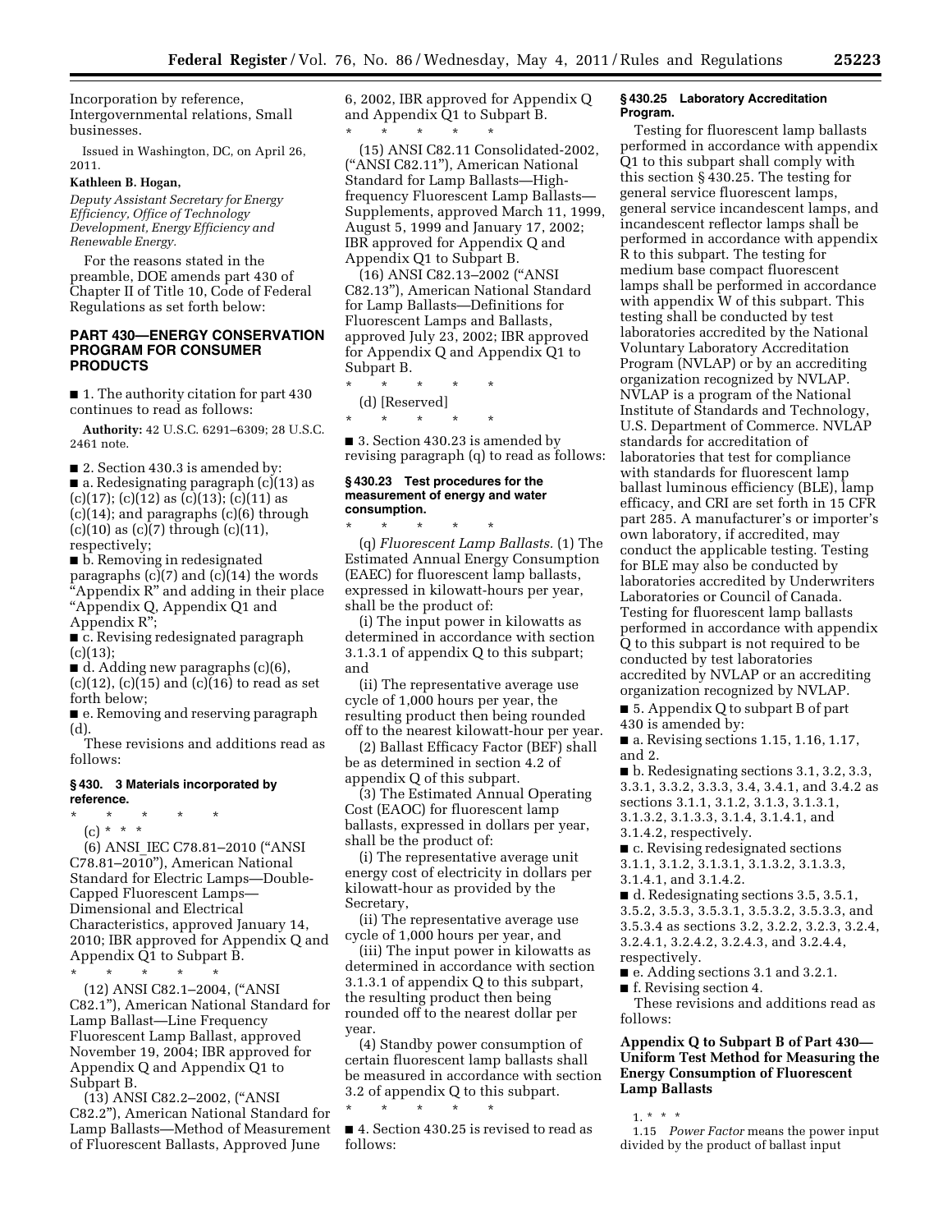Incorporation by reference, Intergovernmental relations, Small businesses.

Issued in Washington, DC, on April 26, 2011.

**Kathleen B. Hogan,**

*Deputy Assistant Secretary for Energy Efficiency, Office of Technology Development, Energy Efficiency and Renewable Energy.*

For the reasons stated in the preamble, DOE amends part 430 of Chapter II of Title 10, Code of Federal Regulations as set forth below:

## PART 430—ENERGY CONSERVATION PROGRAM FOR CONSUMER PRODUCTS

■ 1. The authority citation for part 430 continues to read as follows:

**Authority:** 42 U.S.C. 6291–6309; 28 U.S.C. 2461 note.

■ 2. Section 430.3 is amended by:

■ a. Redesignating paragraph (c)(13) as (c)(17); (c)(12) as (c)(13); (c)(11) as (c)(14); and paragraphs (c)(6) through (c)(10) as (c)(7) through (c)(11), respectively;

■ b. Removing in redesignated paragraphs (c)(7) and (c)(14) the words "Appendix R" and adding in their place "Appendix Q, Appendix Q1 and Appendix R";

■ c. Revising redesignated paragraph (c)(13);

■ d. Adding new paragraphs (c)(6), (c)(12), (c)(15) and (c)(16) to read as set forth below;

■ e. Removing and reserving paragraph (d).

These revisions and additions read as follows:

### § 430. 3 Materials incorporated by reference.

\* \* \* \* \*

(c) \* \* \*

(6) ANSI_IEC C78.81–2010 ("ANSI C78.81–2010"), American National Standard for Electric Lamps—Double-Capped Fluorescent Lamps—Dimensional and Electrical Characteristics, approved January 14, 2010; IBR approved for Appendix Q and Appendix Q1 to Subpart B.

\* \* \* \* \*

(12) ANSI C82.1–2004, ("ANSI C82.1"), American National Standard for Lamp Ballast—Line Frequency Fluorescent Lamp Ballast, approved November 19, 2004; IBR approved for Appendix Q and Appendix Q1 to Subpart B.

(13) ANSI C82.2–2002, ("ANSI C82.2"), American National Standard for Lamp Ballasts—Method of Measurement of Fluorescent Ballasts, Approved June 6, 2002, IBR approved for Appendix Q and Appendix Q1 to Subpart B.

\* \* \* \* \*

(15) ANSI C82.11 Consolidated-2002, ("ANSI C82.11"), American National Standard for Lamp Ballasts—High-frequency Fluorescent Lamp Ballasts—Supplements, approved March 11, 1999, August 5, 1999 and January 17, 2002; IBR approved for Appendix Q and Appendix Q1 to Subpart B.

(16) ANSI C82.13–2002 ("ANSI C82.13"), American National Standard for Lamp Ballasts—Definitions for Fluorescent Lamps and Ballasts, approved July 23, 2002; IBR approved for Appendix Q and Appendix Q1 to Subpart B.

\* \* \* \* \*

(d) [Reserved]

\* \* \* \* \*

■ 3. Section 430.23 is amended by revising paragraph (q) to read as follows:

### § 430.23 Test procedures for the measurement of energy and water consumption.

\* \* \* \* \*

(q) *Fluorescent Lamp Ballasts.* (1) The Estimated Annual Energy Consumption (EAEC) for fluorescent lamp ballasts, expressed in kilowatt-hours per year, shall be the product of:

(i) The input power in kilowatts as determined in accordance with section 3.1.3.1 of appendix Q to this subpart; and

(ii) The representative average use cycle of 1,000 hours per year, the resulting product then being rounded off to the nearest kilowatt-hour per year.

(2) Ballast Efficacy Factor (BEF) shall be as determined in section 4.2 of appendix Q of this subpart.

(3) The Estimated Annual Operating Cost (EAOC) for fluorescent lamp ballasts, expressed in dollars per year, shall be the product of:

(i) The representative average unit energy cost of electricity in dollars per kilowatt-hour as provided by the Secretary,

(ii) The representative average use cycle of 1,000 hours per year, and

(iii) The input power in kilowatts as determined in accordance with section 3.1.3.1 of appendix Q to this subpart, the resulting product then being rounded off to the nearest dollar per year.

(4) Standby power consumption of certain fluorescent lamp ballasts shall be measured in accordance with section 3.2 of appendix Q to this subpart.

\* \* \* \* \*

■ 4. Section 430.25 is revised to read as follows:

### § 430.25 Laboratory Accreditation Program.

Testing for fluorescent lamp ballasts performed in accordance with appendix Q1 to this subpart shall comply with this section § 430.25. The testing for general service fluorescent lamps, general service incandescent lamps, and incandescent reflector lamps shall be performed in accordance with appendix R to this subpart. The testing for medium base compact fluorescent lamps shall be performed in accordance with appendix W of this subpart. This testing shall be conducted by test laboratories accredited by the National Voluntary Laboratory Accreditation Program (NVLAP) or by an accrediting organization recognized by NVLAP. NVLAP is a program of the National Institute of Standards and Technology, U.S. Department of Commerce. NVLAP standards for accreditation of laboratories that test for compliance with standards for fluorescent lamp ballast luminous efficiency (BLE), lamp efficacy, and CRI are set forth in 15 CFR part 285. A manufacturer's or importer's own laboratory, if accredited, may conduct the applicable testing. Testing for BLE may also be conducted by laboratories accredited by Underwriters Laboratories or Council of Canada. Testing for fluorescent lamp ballasts performed in accordance with appendix Q to this subpart is not required to be conducted by test laboratories accredited by NVLAP or an accrediting organization recognized by NVLAP.

■ 5. Appendix Q to subpart B of part 430 is amended by:

■ a. Revising sections 1.15, 1.16, 1.17, and 2.

■ b. Redesignating sections 3.1, 3.2, 3.3, 3.3.1, 3.3.2, 3.3.3, 3.4, 3.4.1, and 3.4.2 as sections 3.1.1, 3.1.2, 3.1.3, 3.1.3.1, 3.1.3.2, 3.1.3.3, 3.1.4, 3.1.4.1, and 3.1.4.2, respectively.

■ c. Revising redesignated sections 3.1.1, 3.1.2, 3.1.3.1, 3.1.3.2, 3.1.3.3, 3.1.4.1, and 3.1.4.2.

■ d. Redesignating sections 3.5, 3.5.1, 3.5.2, 3.5.3, 3.5.3.1, 3.5.3.2, 3.5.3.3, and 3.5.3.4 as sections 3.2, 3.2.2, 3.2.3, 3.2.4, 3.2.4.1, 3.2.4.2, 3.2.4.3, and 3.2.4.4, respectively.

■ e. Adding sections 3.1 and 3.2.1.

■ f. Revising section 4.

These revisions and additions read as follows:

### Appendix Q to Subpart B of Part 430—Uniform Test Method for Measuring the Energy Consumption of Fluorescent Lamp Ballasts

1. \* \* \*

1.15 *Power Factor* means the power input divided by the product of ballast input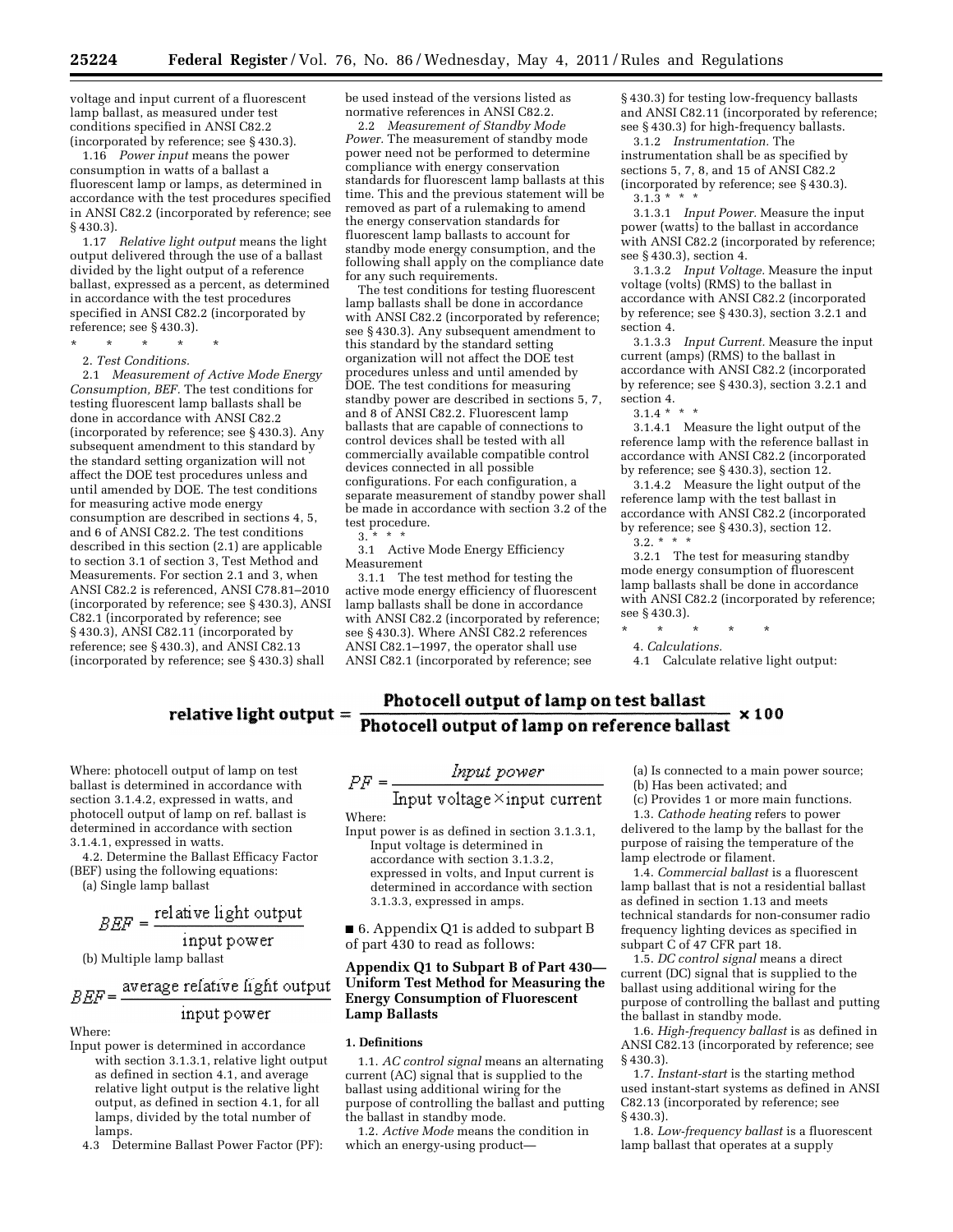voltage and input current of a fluorescent lamp ballast, as measured under test conditions specified in ANSI C82.2 (incorporated by reference; see § 430.3).

1.16 *Power input* means the power consumption in watts of a ballast a fluorescent lamp or lamps, as determined in accordance with the test procedures specified in ANSI C82.2 (incorporated by reference; see § 430.3).

1.17 *Relative light output* means the light output delivered through the use of a ballast divided by the light output of a reference ballast, expressed as a percent, as determined in accordance with the test procedures specified in ANSI C82.2 (incorporated by reference; see § 430.3).

\* \* \* \* \*

2. *Test Conditions.*

2.1 *Measurement of Active Mode Energy Consumption, BEF.* The test conditions for testing fluorescent lamp ballasts shall be done in accordance with ANSI C82.2 (incorporated by reference; see § 430.3). Any subsequent amendment to this standard by the standard setting organization will not affect the DOE test procedures unless and until amended by DOE. The test conditions for measuring active mode energy consumption are described in sections 4, 5, and 6 of ANSI C82.2. The test conditions described in this section (2.1) are applicable to section 3.1 of section 3, Test Method and Measurements. For section 2.1 and 3, when ANSI C82.2 is referenced, ANSI C78.81–2010 (incorporated by reference; see § 430.3), ANSI C82.1 (incorporated by reference; see § 430.3), ANSI C82.11 (incorporated by reference; see § 430.3), and ANSI C82.13 (incorporated by reference; see § 430.3) shall be used instead of the versions listed as normative references in ANSI C82.2.

2.2 *Measurement of Standby Mode Power.* The measurement of standby mode power need not be performed to determine compliance with energy conservation standards for fluorescent lamp ballasts at this time. This and the previous statement will be removed as part of a rulemaking to amend the energy conservation standards for fluorescent lamp ballasts to account for standby mode energy consumption, and the following shall apply on the compliance date for any such requirements.

The test conditions for testing fluorescent lamp ballasts shall be done in accordance with ANSI C82.2 (incorporated by reference; see § 430.3). Any subsequent amendment to this standard by the standard setting organization will not affect the DOE test procedures unless and until amended by DOE. The test conditions for measuring standby power are described in sections 5, 7, and 8 of ANSI C82.2. Fluorescent lamp ballasts that are capable of connections to control devices shall be tested with all commercially available compatible control devices connected in all possible configurations. For each configuration, a separate measurement of standby power shall be made in accordance with section 3.2 of the test procedure.

3. \* \* \*

3.1 Active Mode Energy Efficiency Measurement

3.1.1 The test method for testing the active mode energy efficiency of fluorescent lamp ballasts shall be done in accordance with ANSI C82.2 (incorporated by reference; see § 430.3). Where ANSI C82.2 references ANSI C82.1–1997, the operator shall use ANSI C82.1 (incorporated by reference; see § 430.3) for testing low-frequency ballasts and ANSI C82.11 (incorporated by reference; see § 430.3) for high-frequency ballasts.

3.1.2 *Instrumentation.* The instrumentation shall be as specified by sections 5, 7, 8, and 15 of ANSI C82.2 (incorporated by reference; see § 430.3).

3.1.3 \* \* \*

3.1.3.1 *Input Power.* Measure the input power (watts) to the ballast in accordance with ANSI C82.2 (incorporated by reference; see § 430.3), section 4.

3.1.3.2 *Input Voltage.* Measure the input voltage (volts) (RMS) to the ballast in accordance with ANSI C82.2 (incorporated by reference; see § 430.3), section 3.2.1 and section 4.

3.1.3.3 *Input Current.* Measure the input current (amps) (RMS) to the ballast in accordance with ANSI C82.2 (incorporated by reference; see § 430.3), section 3.2.1 and section 4.

3.1.4 \* \* \*

3.1.4.1 Measure the light output of the reference lamp with the reference ballast in accordance with ANSI C82.2 (incorporated by reference; see § 430.3), section 12.

3.1.4.2 Measure the light output of the reference lamp with the test ballast in accordance with ANSI C82.2 (incorporated by reference; see § 430.3), section 12.

3.2. \* \* \*

3.2.1 The test for measuring standby mode energy consumption of fluorescent lamp ballasts shall be done in accordance with ANSI C82.2 (incorporated by reference; see § 430.3).

\* \* \* \* \*

4. *Calculations.*

4.1 Calculate relative light output:

$$\text{relative light output} = \frac{\text{Photocell output of lamp on test ballast}}{\text{Photocell output of lamp on reference ballast}} \times 100$$

Where: photocell output of lamp on test ballast is determined in accordance with section 3.1.4.2, expressed in watts, and photocell output of lamp on ref. ballast is determined in accordance with section 3.1.4.1, expressed in watts.

4.2. Determine the Ballast Efficacy Factor (BEF) using the following equations:

(a) Single lamp ballast

$$BEF = \frac{\text{relative light output}}{\text{input power}}$$

(b) Multiple lamp ballast

$$BEF = \frac{\text{average relative light output}}{\text{input power}}$$

Where:

Input power is determined in accordance with section 3.1.3.1, relative light output as defined in section 4.1, and average relative light output is the relative light output, as defined in section 4.1, for all lamps, divided by the total number of lamps.

4.3 Determine Ballast Power Factor (PF):

$$PF = \frac{\text{Input power}}{\text{Input voltage} \times \text{input current}}$$

Where:

Input power is as defined in section 3.1.3.1, Input voltage is determined in accordance with section 3.1.3.2, expressed in volts, and Input current is determined in accordance with section 3.1.3.3, expressed in amps.

■ 6. Appendix Q1 is added to subpart B of part 430 to read as follows:

## Appendix Q1 to Subpart B of Part 430—Uniform Test Method for Measuring the Energy Consumption of Fluorescent Lamp Ballasts

**1. Definitions**

1.1. *AC control signal* means an alternating current (AC) signal that is supplied to the ballast using additional wiring for the purpose of controlling the ballast and putting the ballast in standby mode.

1.2. *Active Mode* means the condition in which an energy-using product—

(a) Is connected to a main power source;

(b) Has been activated; and

(c) Provides 1 or more main functions.

1.3. *Cathode heating* refers to power delivered to the lamp by the ballast for the purpose of raising the temperature of the lamp electrode or filament.

1.4. *Commercial ballast* is a fluorescent lamp ballast that is not a residential ballast as defined in section 1.13 and meets technical standards for non-consumer radio frequency lighting devices as specified in subpart C of 47 CFR part 18.

1.5. *DC control signal* means a direct current (DC) signal that is supplied to the ballast using additional wiring for the purpose of controlling the ballast and putting the ballast in standby mode.

1.6. *High-frequency ballast* is as defined in ANSI C82.13 (incorporated by reference; see § 430.3).

1.7. *Instant-start* is the starting method used instant-start systems as defined in ANSI C82.13 (incorporated by reference; see § 430.3).

1.8. *Low-frequency ballast* is a fluorescent lamp ballast that operates at a supply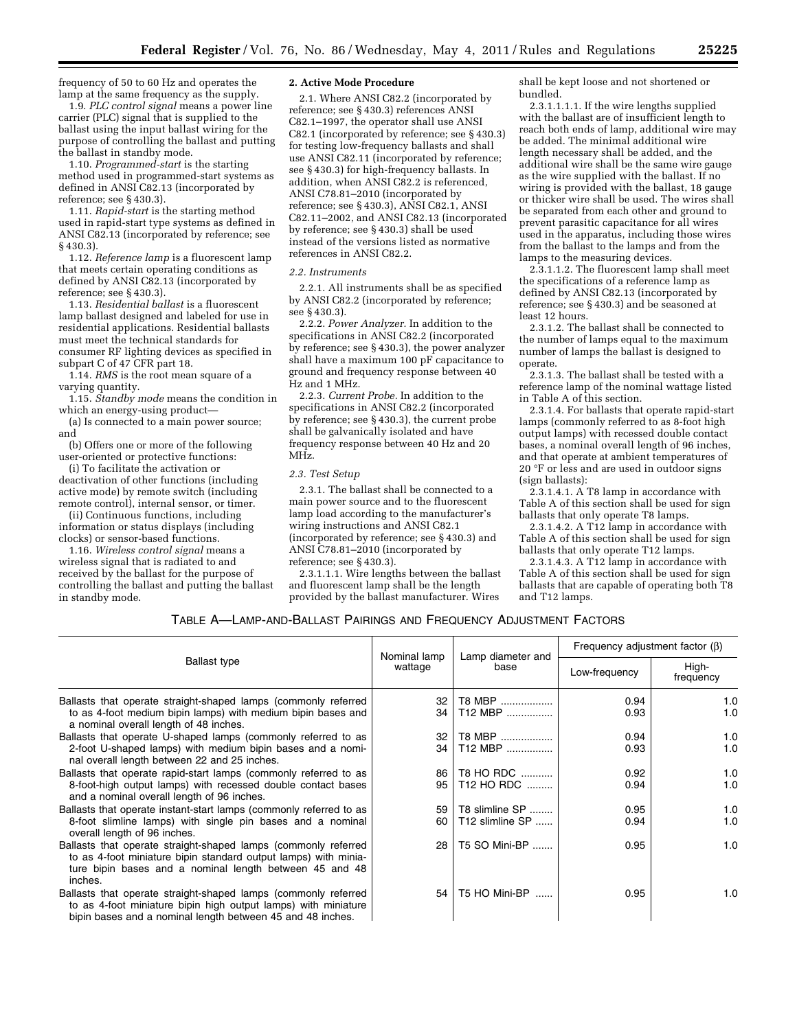frequency of 50 to 60 Hz and operates the lamp at the same frequency as the supply.

1.9. *PLC control signal* means a power line carrier (PLC) signal that is supplied to the ballast using the input ballast wiring for the purpose of controlling the ballast and putting the ballast in standby mode.

1.10. *Programmed-start* is the starting method used in programmed-start systems as defined in ANSI C82.13 (incorporated by reference; see § 430.3).

1.11. *Rapid-start* is the starting method used in rapid-start type systems as defined in ANSI C82.13 (incorporated by reference; see § 430.3).

1.12. *Reference lamp* is a fluorescent lamp that meets certain operating conditions as defined by ANSI C82.13 (incorporated by reference; see § 430.3).

1.13. *Residential ballast* is a fluorescent lamp ballast designed and labeled for use in residential applications. Residential ballasts must meet the technical standards for consumer RF lighting devices as specified in subpart C of 47 CFR part 18.

1.14. *RMS* is the root mean square of a varying quantity.

1.15. *Standby mode* means the condition in which an energy-using product—

(a) Is connected to a main power source; and

(b) Offers one or more of the following user-oriented or protective functions:

(i) To facilitate the activation or deactivation of other functions (including active mode) by remote switch (including remote control), internal sensor, or timer.

(ii) Continuous functions, including information or status displays (including clocks) or sensor-based functions.

1.16. *Wireless control signal* means a wireless signal that is radiated to and received by the ballast for the purpose of controlling the ballast and putting the ballast in standby mode.

**2. Active Mode Procedure**

2.1. Where ANSI C82.2 (incorporated by reference; see § 430.3) references ANSI C82.1–1997, the operator shall use ANSI C82.1 (incorporated by reference; see § 430.3) for testing low-frequency ballasts and shall use ANSI C82.11 (incorporated by reference; see § 430.3) for high-frequency ballasts. In addition, when ANSI C82.2 is referenced, ANSI C78.81–2010 (incorporated by reference; see § 430.3), ANSI C82.1, ANSI C82.11–2002, and ANSI C82.13 (incorporated by reference; see § 430.3) shall be used instead of the versions listed as normative references in ANSI C82.2.

*2.2. Instruments*

2.2.1. All instruments shall be as specified by ANSI C82.2 (incorporated by reference; see § 430.3).

2.2.2. *Power Analyzer.* In addition to the specifications in ANSI C82.2 (incorporated by reference; see § 430.3), the power analyzer shall have a maximum 100 pF capacitance to ground and frequency response between 40 Hz and 1 MHz.

2.2.3. *Current Probe.* In addition to the specifications in ANSI C82.2 (incorporated by reference; see § 430.3), the current probe shall be galvanically isolated and have frequency response between 40 Hz and 20 MHz.

*2.3. Test Setup*

2.3.1. The ballast shall be connected to a main power source and to the fluorescent lamp load according to the manufacturer's wiring instructions and ANSI C82.1 (incorporated by reference; see § 430.3) and ANSI C78.81–2010 (incorporated by reference; see § 430.3).

2.3.1.1.1. Wire lengths between the ballast and fluorescent lamp shall be the length provided by the ballast manufacturer. Wires shall be kept loose and not shortened or bundled.

2.3.1.1.1.1. If the wire lengths supplied with the ballast are of insufficient length to reach both ends of lamp, additional wire may be added. The minimal additional wire length necessary shall be added, and the additional wire shall be the same wire gauge as the wire supplied with the ballast. If no wiring is provided with the ballast, 18 gauge or thicker wire shall be used. The wires shall be separated from each other and ground to prevent parasitic capacitance for all wires used in the apparatus, including those wires from the ballast to the lamps and from the lamps to the measuring devices.

2.3.1.1.2. The fluorescent lamp shall meet the specifications of a reference lamp as defined by ANSI C82.13 (incorporated by reference; see § 430.3) and be seasoned at least 12 hours.

2.3.1.2. The ballast shall be connected to the number of lamps equal to the maximum number of lamps the ballast is designed to operate.

2.3.1.3. The ballast shall be tested with a reference lamp of the nominal wattage listed in Table A of this section.

2.3.1.4. For ballasts that operate rapid-start lamps (commonly referred to as 8-foot high output lamps) with recessed double contact bases, a nominal overall length of 96 inches, and that operate at ambient temperatures of 20 °F or less and are used in outdoor signs (sign ballasts):

2.3.1.4.1. A T8 lamp in accordance with Table A of this section shall be used for sign ballasts that only operate T8 lamps.

2.3.1.4.2. A T12 lamp in accordance with Table A of this section shall be used for sign ballasts that only operate T12 lamps.

2.3.1.4.3. A T12 lamp in accordance with Table A of this section shall be used for sign ballasts that are capable of operating both T8 and T12 lamps.

TABLE A—LAMP-AND-BALLAST PAIRINGS AND FREQUENCY ADJUSTMENT FACTORS

| Ballast type | Nominal lamp wattage | Lamp diameter and base | Frequency adjustment factor (β) | |
|---|---|---|---|---|
| | | | Low-frequency | High-frequency |
| Ballasts that operate straight-shaped lamps (commonly referred to as 4-foot medium bipin lamps) with medium bipin bases and a nominal overall length of 48 inches. | 32 | T8 MBP | 0.94 | 1.0 |
| | 34 | T12 MBP | 0.93 | 1.0 |
| Ballasts that operate U-shaped lamps (commonly referred to as 2-foot U-shaped lamps) with medium bipin bases and a nominal overall length between 22 and 25 inches. | 32 | T8 MBP | 0.94 | 1.0 |
| | 34 | T12 MBP | 0.93 | 1.0 |
| Ballasts that operate rapid-start lamps (commonly referred to as 8-foot-high output lamps) with recessed double contact bases and a nominal overall length of 96 inches. | 86 | T8 HO RDC | 0.92 | 1.0 |
| | 95 | T12 HO RDC | 0.94 | 1.0 |
| Ballasts that operate instant-start lamps (commonly referred to as 8-foot slimline lamps) with single pin bases and a nominal overall length of 96 inches. | 59 | T8 slimline SP | 0.95 | 1.0 |
| | 60 | T12 slimline SP | 0.94 | 1.0 |
| Ballasts that operate straight-shaped lamps (commonly referred to as 4-foot miniature bipin standard output lamps) with miniature bipin bases and a nominal length between 45 and 48 inches. | 28 | T5 SO Mini-BP | 0.95 | 1.0 |
| Ballasts that operate straight-shaped lamps (commonly referred to as 4-foot miniature bipin high output lamps) with miniature bipin bases and a nominal length between 45 and 48 inches. | 54 | T5 HO Mini-BP | 0.95 | 1.0 |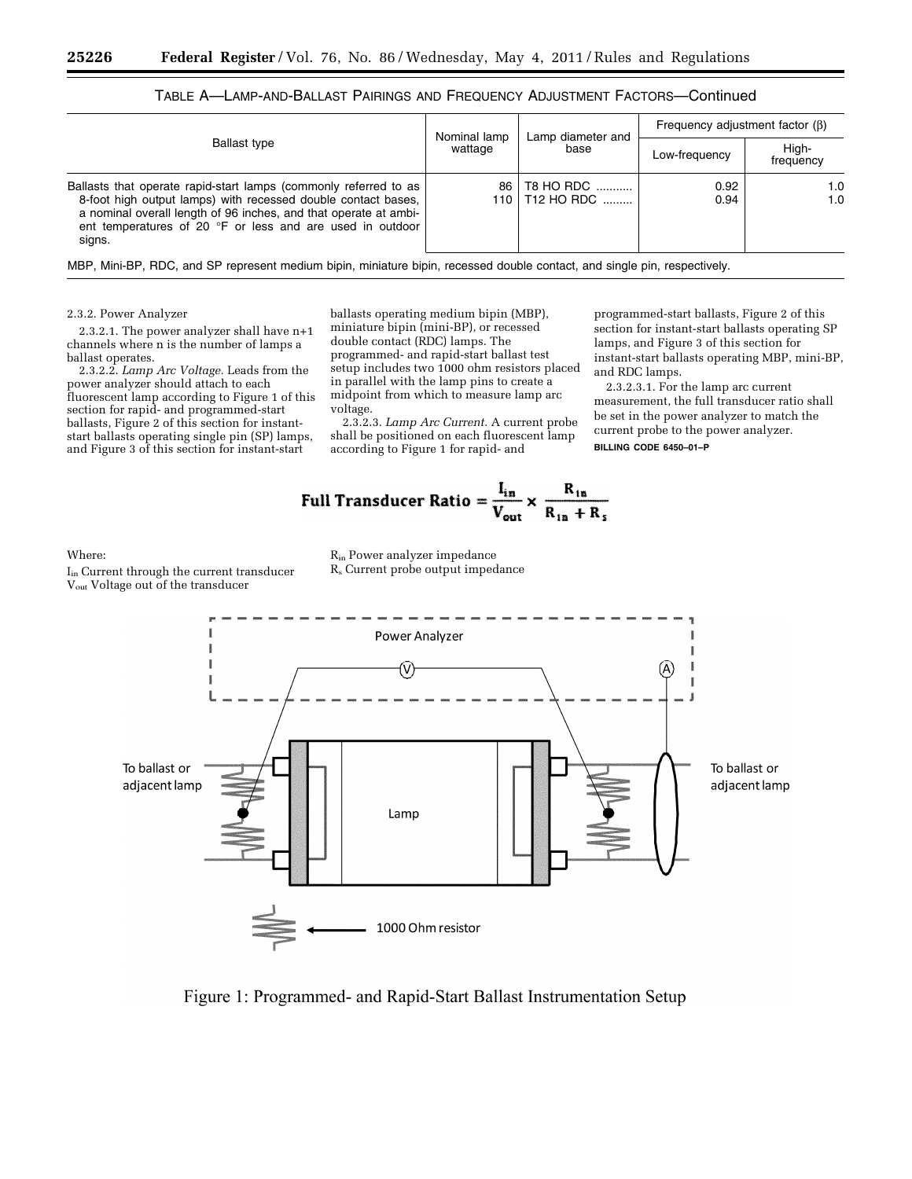TABLE A—LAMP-AND-BALLAST PAIRINGS AND FREQUENCY ADJUSTMENT FACTORS—Continued

| Ballast type | Nominal lamp wattage | Lamp diameter and base | Frequency adjustment factor (β) | |
|---|---|---|---|---|
| | | | Low-frequency | High-frequency |
| Ballasts that operate rapid-start lamps (commonly referred to as 8-foot high output lamps) with recessed double contact bases, a nominal overall length of 96 inches, and that operate at ambient temperatures of 20 °F or less and are used in outdoor signs. | 86<br>110 | T8 HO RDC ...........<br>T12 HO RDC ......... | 0.92<br>0.94 | 1.0<br>1.0 |

MBP, Mini-BP, RDC, and SP represent medium bipin, miniature bipin, recessed double contact, and single pin, respectively.

2.3.2. Power Analyzer

2.3.2.1. The power analyzer shall have n+1 channels where n is the number of lamps a ballast operates.

2.3.2.2. *Lamp Arc Voltage.* Leads from the power analyzer should attach to each fluorescent lamp according to Figure 1 of this section for rapid- and programmed-start ballasts, Figure 2 of this section for instant-start ballasts operating single pin (SP) lamps, and Figure 3 of this section for instant-start ballasts operating medium bipin (MBP), miniature bipin (mini-BP), or recessed double contact (RDC) lamps. The programmed- and rapid-start ballast test setup includes two 1000 ohm resistors placed in parallel with the lamp pins to create a midpoint from which to measure lamp arc voltage.

2.3.2.3. *Lamp Arc Current.* A current probe shall be positioned on each fluorescent lamp according to Figure 1 for rapid- and programmed-start ballasts, Figure 2 of this section for instant-start ballasts operating SP lamps, and Figure 3 of this section for instant-start ballasts operating MBP, mini-BP, and RDC lamps.

2.3.2.3.1. For the lamp arc current measurement, the full transducer ratio shall be set in the power analyzer to match the current probe to the power analyzer.

BILLING CODE 6450–01–P

$$\textbf{Full Transducer Ratio} = \frac{I_{in}}{V_{out}} \times \frac{R_{in}}{R_{in} + R_s}$$

Where:

$I_{in}$ Current through the current transducer
$V_{out}$ Voltage out of the transducer
$R_{in}$ Power analyzer impedance
$R_s$ Current probe output impedance

Figure 1: Programmed- and Rapid-Start Ballast Instrumentation Setup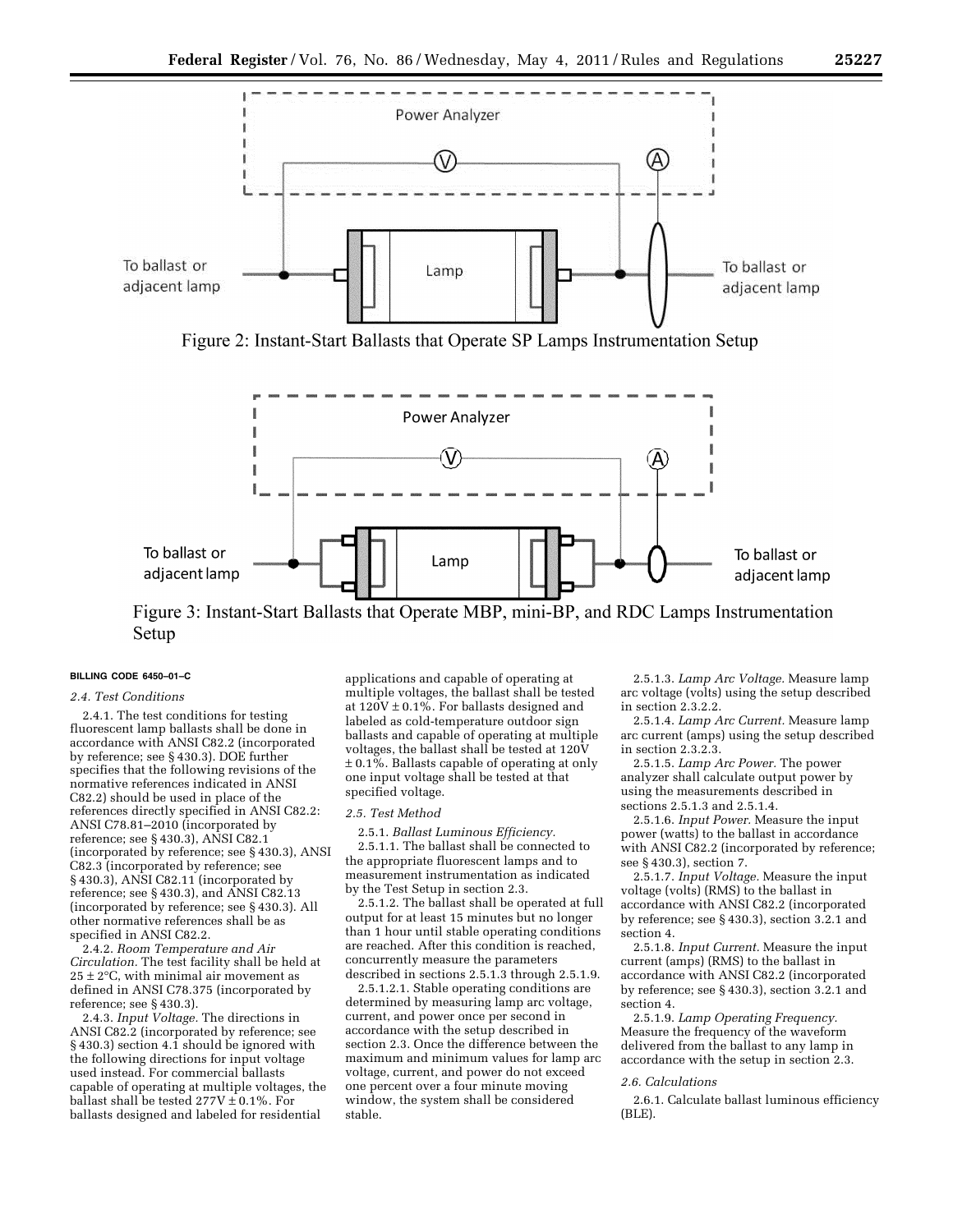Figure 2: Instant-Start Ballasts that Operate SP Lamps Instrumentation Setup

Figure 3: Instant-Start Ballasts that Operate MBP, mini-BP, and RDC Lamps Instrumentation Setup

BILLING CODE 6450–01–C

*2.4. Test Conditions*

2.4.1. The test conditions for testing fluorescent lamp ballasts shall be done in accordance with ANSI C82.2 (incorporated by reference; see § 430.3). DOE further specifies that the following revisions of the normative references indicated in ANSI C82.2 should be used in place of the references directly specified in ANSI C82.2: ANSI C78.81–2010 (incorporated by reference; see § 430.3), ANSI C82.1 (incorporated by reference; see § 430.3), ANSI C82.3 (incorporated by reference; see § 430.3), ANSI C82.11 (incorporated by reference; see § 430.3), and ANSI C82.13 (incorporated by reference; see § 430.3). All other normative references shall be as specified in ANSI C82.2.

2.4.2. *Room Temperature and Air Circulation.* The test facility shall be held at 25 ± 2°C, with minimal air movement as defined in ANSI C78.375 (incorporated by reference; see § 430.3).

2.4.3. *Input Voltage.* The directions in ANSI C82.2 (incorporated by reference; see § 430.3) section 4.1 should be ignored with the following directions for input voltage used instead. For commercial ballasts capable of operating at multiple voltages, the ballast shall be tested 277V ± 0.1%. For ballasts designed and labeled for residential applications and capable of operating at multiple voltages, the ballast shall be tested at 120V ± 0.1%. For ballasts designed and labeled as cold-temperature outdoor sign ballasts and capable of operating at multiple voltages, the ballast shall be tested at 120V ± 0.1%. Ballasts capable of operating at only one input voltage shall be tested at that specified voltage.

*2.5. Test Method*

2.5.1. *Ballast Luminous Efficiency.*

2.5.1.1. The ballast shall be connected to the appropriate fluorescent lamps and to measurement instrumentation as indicated by the Test Setup in section 2.3.

2.5.1.2. The ballast shall be operated at full output for at least 15 minutes but no longer than 1 hour until stable operating conditions are reached. After this condition is reached, concurrently measure the parameters described in sections 2.5.1.3 through 2.5.1.9.

2.5.1.2.1. Stable operating conditions are determined by measuring lamp arc voltage, current, and power once per second in accordance with the setup described in section 2.3. Once the difference between the maximum and minimum values for lamp arc voltage, current, and power do not exceed one percent over a four minute moving window, the system shall be considered stable.

2.5.1.3. *Lamp Arc Voltage.* Measure lamp arc voltage (volts) using the setup described in section 2.3.2.2.

2.5.1.4. *Lamp Arc Current.* Measure lamp arc current (amps) using the setup described in section 2.3.2.3.

2.5.1.5. *Lamp Arc Power.* The power analyzer shall calculate output power by using the measurements described in sections 2.5.1.3 and 2.5.1.4.

2.5.1.6. *Input Power.* Measure the input power (watts) to the ballast in accordance with ANSI C82.2 (incorporated by reference; see § 430.3), section 7.

2.5.1.7. *Input Voltage.* Measure the input voltage (volts) (RMS) to the ballast in accordance with ANSI C82.2 (incorporated by reference; see § 430.3), section 3.2.1 and section 4.

2.5.1.8. *Input Current.* Measure the input current (amps) (RMS) to the ballast in accordance with ANSI C82.2 (incorporated by reference; see § 430.3), section 3.2.1 and section 4.

2.5.1.9. *Lamp Operating Frequency.* Measure the frequency of the waveform delivered from the ballast to any lamp in accordance with the setup in section 2.3.

*2.6. Calculations*

2.6.1. Calculate ballast luminous efficiency (BLE).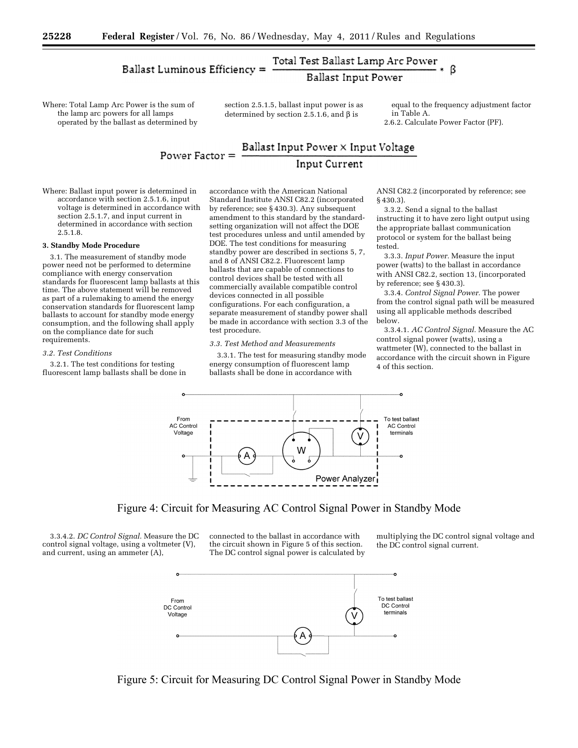$$\text{Ballast Luminous Efficiency} = \frac{\text{Total Test Ballast Lamp Arc Power}}{\text{Ballast Input Power}} * \beta$$

Where: Total Lamp Arc Power is the sum of the lamp arc powers for all lamps operated by the ballast as determined by section 2.5.1.5, ballast input power is as determined by section 2.5.1.6, and β is equal to the frequency adjustment factor in Table A.

2.6.2. Calculate Power Factor (PF).

$$\text{Power Factor} = \frac{\text{Ballast Input Power} \times \text{Input Voltage}}{\text{Input Current}}$$

Where: Ballast input power is determined in accordance with section 2.5.1.6, input voltage is determined in accordance with section 2.5.1.7, and input current in determined in accordance with section 2.5.1.8.

**3. Standby Mode Procedure**

3.1. The measurement of standby mode power need not be performed to determine compliance with energy conservation standards for fluorescent lamp ballasts at this time. The above statement will be removed as part of a rulemaking to amend the energy conservation standards for fluorescent lamp ballasts to account for standby mode energy consumption, and the following shall apply on the compliance date for such requirements.

*3.2. Test Conditions*

3.2.1. The test conditions for testing fluorescent lamp ballasts shall be done in accordance with the American National Standard Institute ANSI C82.2 (incorporated by reference; see § 430.3). Any subsequent amendment to this standard by the standard-setting organization will not affect the DOE test procedures unless and until amended by DOE. The test conditions for measuring standby power are described in sections 5, 7, and 8 of ANSI C82.2. Fluorescent lamp ballasts that are capable of connections to control devices shall be tested with all commercially available compatible control devices connected in all possible configurations. For each configuration, a separate measurement of standby power shall be made in accordance with section 3.3 of the test procedure.

*3.3. Test Method and Measurements*

3.3.1. The test for measuring standby mode energy consumption of fluorescent lamp ballasts shall be done in accordance with ANSI C82.2 (incorporated by reference; see § 430.3).

3.3.2. Send a signal to the ballast instructing it to have zero light output using the appropriate ballast communication protocol or system for the ballast being tested.

3.3.3. *Input Power.* Measure the input power (watts) to the ballast in accordance with ANSI C82.2, section 13, (incorporated by reference; see § 430.3).

3.3.4. *Control Signal Power.* The power from the control signal path will be measured using all applicable methods described below.

3.3.4.1. *AC Control Signal.* Measure the AC control signal power (watts), using a wattmeter (W), connected to the ballast in accordance with the circuit shown in Figure 4 of this section.

Figure 4: Circuit for Measuring AC Control Signal Power in Standby Mode

3.3.4.2. *DC Control Signal.* Measure the DC control signal voltage, using a voltmeter (V), and current, using an ammeter (A), connected to the ballast in accordance with the circuit shown in Figure 5 of this section. The DC control signal power is calculated by multiplying the DC control signal voltage and the DC control signal current.

Figure 5: Circuit for Measuring DC Control Signal Power in Standby Mode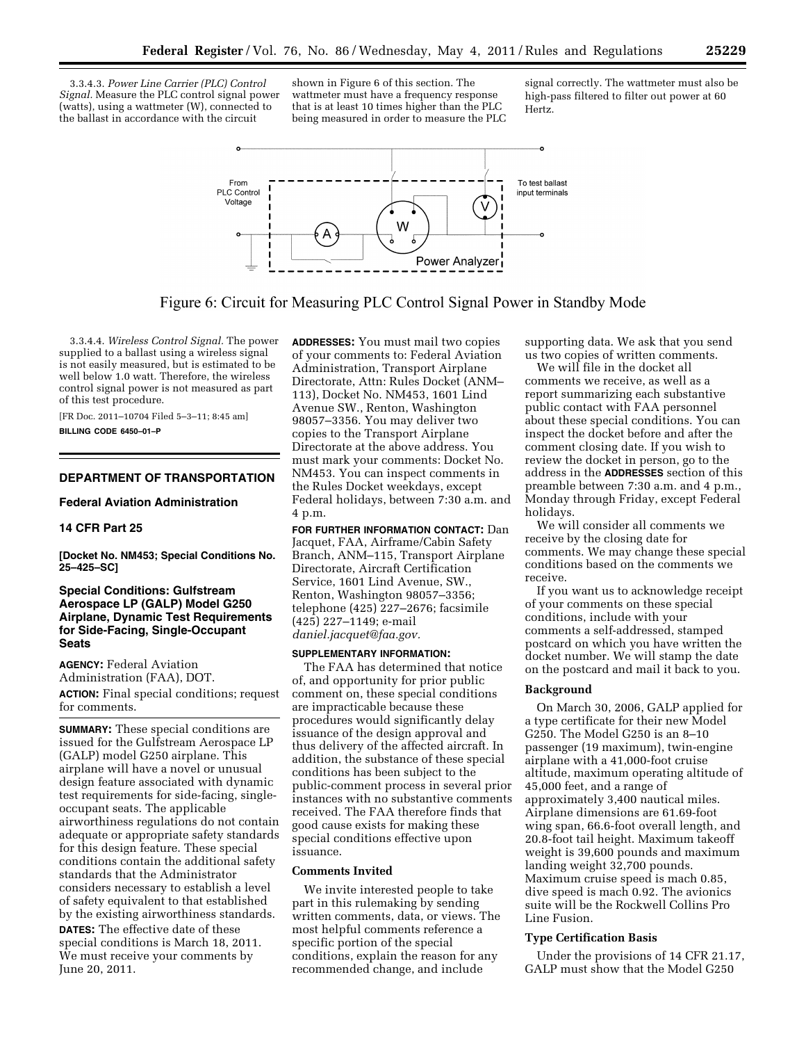3.3.4.3. *Power Line Carrier (PLC) Control Signal.* Measure the PLC control signal power (watts), using a wattmeter (W), connected to the ballast in accordance with the circuit shown in Figure 6 of this section. The wattmeter must have a frequency response that is at least 10 times higher than the PLC being measured in order to measure the PLC signal correctly. The wattmeter must also be high-pass filtered to filter out power at 60 Hertz.

From PLC Control Voltage

To test ballast input terminals

A

W

V

Power Analyzer

Figure 6: Circuit for Measuring PLC Control Signal Power in Standby Mode

3.3.4.4. *Wireless Control Signal.* The power supplied to a ballast using a wireless signal is not easily measured, but is estimated to be well below 1.0 watt. Therefore, the wireless control signal power is not measured as part of this test procedure.

[FR Doc. 2011–10704 Filed 5–3–11; 8:45 am]

**BILLING CODE 6450–01–P**

---

## DEPARTMENT OF TRANSPORTATION

### Federal Aviation Administration

### 14 CFR Part 25

**[Docket No. NM453; Special Conditions No. 25–425–SC]**

### Special Conditions: Gulfstream Aerospace LP (GALP) Model G250 Airplane, Dynamic Test Requirements for Side-Facing, Single-Occupant Seats

**AGENCY:** Federal Aviation Administration (FAA), DOT.

**ACTION:** Final special conditions; request for comments.

**SUMMARY:** These special conditions are issued for the Gulfstream Aerospace LP (GALP) model G250 airplane. This airplane will have a novel or unusual design feature associated with dynamic test requirements for side-facing, single-occupant seats. The applicable airworthiness regulations do not contain adequate or appropriate safety standards for this design feature. These special conditions contain the additional safety standards that the Administrator considers necessary to establish a level of safety equivalent to that established by the existing airworthiness standards.

**DATES:** The effective date of these special conditions is March 18, 2011. We must receive your comments by June 20, 2011.

**ADDRESSES:** You must mail two copies of your comments to: Federal Aviation Administration, Transport Airplane Directorate, Attn: Rules Docket (ANM–113), Docket No. NM453, 1601 Lind Avenue SW., Renton, Washington 98057–3356. You may deliver two copies to the Transport Airplane Directorate at the above address. You must mark your comments: Docket No. NM453. You can inspect comments in the Rules Docket weekdays, except Federal holidays, between 7:30 a.m. and 4 p.m.

**FOR FURTHER INFORMATION CONTACT:** Dan Jacquet, FAA, Airframe/Cabin Safety Branch, ANM–115, Transport Airplane Directorate, Aircraft Certification Service, 1601 Lind Avenue, SW., Renton, Washington 98057–3356; telephone (425) 227–2676; facsimile (425) 227–1149; e-mail *daniel.jacquet@faa.gov.*

**SUPPLEMENTARY INFORMATION:**

The FAA has determined that notice of, and opportunity for prior public comment on, these special conditions are impracticable because these procedures would significantly delay issuance of the design approval and thus delivery of the affected aircraft. In addition, the substance of these special conditions has been subject to the public-comment process in several prior instances with no substantive comments received. The FAA therefore finds that good cause exists for making these special conditions effective upon issuance.

#### Comments Invited

We invite interested people to take part in this rulemaking by sending written comments, data, or views. The most helpful comments reference a specific portion of the special conditions, explain the reason for any recommended change, and include supporting data. We ask that you send us two copies of written comments.

We will file in the docket all comments we receive, as well as a report summarizing each substantive public contact with FAA personnel about these special conditions. You can inspect the docket before and after the comment closing date. If you wish to review the docket in person, go to the address in the **ADDRESSES** section of this preamble between 7:30 a.m. and 4 p.m., Monday through Friday, except Federal holidays.

We will consider all comments we receive by the closing date for comments. We may change these special conditions based on the comments we receive.

If you want us to acknowledge receipt of your comments on these special conditions, include with your comments a self-addressed, stamped postcard on which you have written the docket number. We will stamp the date on the postcard and mail it back to you.

#### Background

On March 30, 2006, GALP applied for a type certificate for their new Model G250. The Model G250 is an 8–10 passenger (19 maximum), twin-engine airplane with a 41,000-foot cruise altitude, maximum operating altitude of 45,000 feet, and a range of approximately 3,400 nautical miles. Airplane dimensions are 61.69-foot wing span, 66.6-foot overall length, and 20.8-foot tail height. Maximum takeoff weight is 39,600 pounds and maximum landing weight 32,700 pounds. Maximum cruise speed is mach 0.85, dive speed is mach 0.92. The avionics suite will be the Rockwell Collins Pro Line Fusion.

#### Type Certification Basis

Under the provisions of 14 CFR 21.17, GALP must show that the Model G250